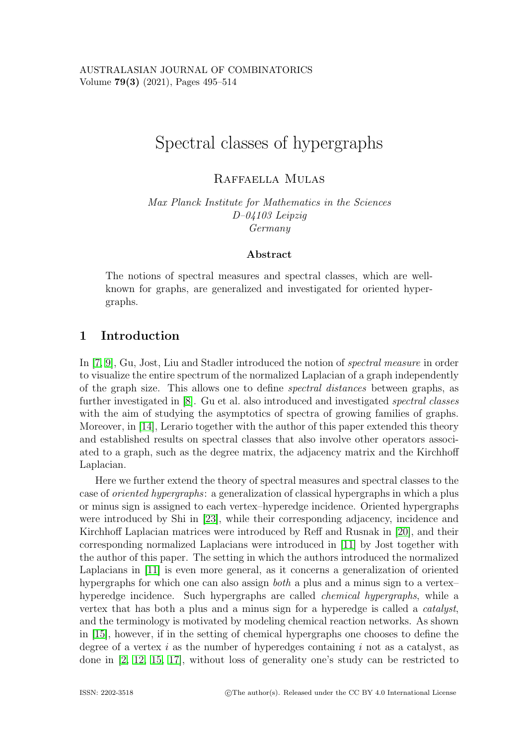# Spectral classes of hypergraphs

RAFFAELLA MULAS

*Max Planck Institute for Mathematics in the Sciences*
*D–04103 Leipzig*
*Germany*

**Abstract**

The notions of spectral measures and spectral classes, which are well-known for graphs, are generalized and investigated for oriented hypergraphs.

## 1 Introduction

In [7, 9], Gu, Jost, Liu and Stadler introduced the notion of *spectral measure* in order to visualize the entire spectrum of the normalized Laplacian of a graph independently of the graph size. This allows one to define *spectral distances* between graphs, as further investigated in [8]. Gu et al. also introduced and investigated *spectral classes* with the aim of studying the asymptotics of spectra of growing families of graphs. Moreover, in [14], Lerario together with the author of this paper extended this theory and established results on spectral classes that also involve other operators associated to a graph, such as the degree matrix, the adjacency matrix and the Kirchhoff Laplacian.

Here we further extend the theory of spectral measures and spectral classes to the case of *oriented hypergraphs*: a generalization of classical hypergraphs in which a plus or minus sign is assigned to each vertex–hyperedge incidence. Oriented hypergraphs were introduced by Shi in [23], while their corresponding adjacency, incidence and Kirchhoff Laplacian matrices were introduced by Reff and Rusnak in [20], and their corresponding normalized Laplacians were introduced in [11] by Jost together with the author of this paper. The setting in which the authors introduced the normalized Laplacians in [11] is even more general, as it concerns a generalization of oriented hypergraphs for which one can also assign *both* a plus and a minus sign to a vertex–hyperedge incidence. Such hypergraphs are called *chemical hypergraphs*, while a vertex that has both a plus and a minus sign for a hyperedge is called a *catalyst*, and the terminology is motivated by modeling chemical reaction networks. As shown in [15], however, if in the setting of chemical hypergraphs one chooses to define the degree of a vertex $i$ as the number of hyperedges containing $i$ not as a catalyst, as done in [2, 12, 15, 17], without loss of generality one's study can be restricted to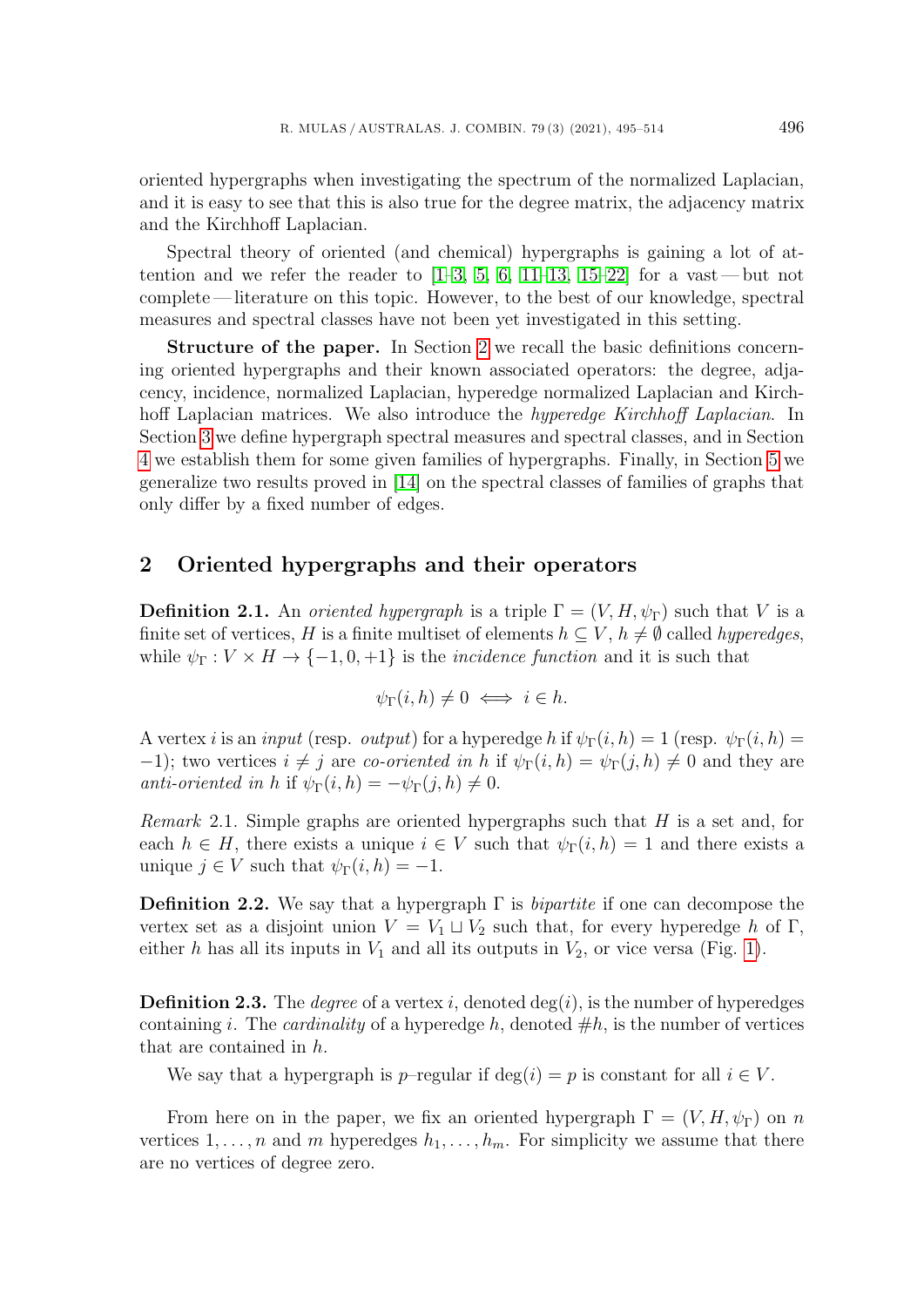oriented hypergraphs when investigating the spectrum of the normalized Laplacian, and it is easy to see that this is also true for the degree matrix, the adjacency matrix and the Kirchhoff Laplacian.

Spectral theory of oriented (and chemical) hypergraphs is gaining a lot of attention and we refer the reader to [1–3, 5, 6, 11–13, 15–22] for a vast — but not complete — literature on this topic. However, to the best of our knowledge, spectral measures and spectral classes have not been yet investigated in this setting.

**Structure of the paper.** In Section 2 we recall the basic definitions concerning oriented hypergraphs and their known associated operators: the degree, adjacency, incidence, normalized Laplacian, hyperedge normalized Laplacian and Kirchhoff Laplacian matrices. We also introduce the *hyperedge Kirchhoff Laplacian*. In Section 3 we define hypergraph spectral measures and spectral classes, and in Section 4 we establish them for some given families of hypergraphs. Finally, in Section 5 we generalize two results proved in [14] on the spectral classes of families of graphs that only differ by a fixed number of edges.

## 2 Oriented hypergraphs and their operators

**Definition 2.1.** An *oriented hypergraph* is a triple $\Gamma = (V, H, \psi_\Gamma)$ such that $V$ is a finite set of vertices, $H$ is a finite multiset of elements $h \subseteq V$, $h \neq \emptyset$ called *hyperedges*, while $\psi_\Gamma : V \times H \to \{-1, 0, +1\}$ is the *incidence function* and it is such that

$$\psi_\Gamma(i, h) \neq 0 \iff i \in h.$$

A vertex $i$ is an *input* (resp. *output*) for a hyperedge $h$ if $\psi_\Gamma(i, h) = 1$ (resp. $\psi_\Gamma(i, h) = -1$); two vertices $i \neq j$ are *co-oriented in* $h$ if $\psi_\Gamma(i, h) = \psi_\Gamma(j, h) \neq 0$ and they are *anti-oriented in* $h$ if $\psi_\Gamma(i, h) = -\psi_\Gamma(j, h) \neq 0$.

*Remark* 2.1. Simple graphs are oriented hypergraphs such that $H$ is a set and, for each $h \in H$, there exists a unique $i \in V$ such that $\psi_\Gamma(i, h) = 1$ and there exists a unique $j \in V$ such that $\psi_\Gamma(i, h) = -1$.

**Definition 2.2.** We say that a hypergraph $\Gamma$ is *bipartite* if one can decompose the vertex set as a disjoint union $V = V_1 \sqcup V_2$ such that, for every hyperedge $h$ of $\Gamma$, either $h$ has all its inputs in $V_1$ and all its outputs in $V_2$, or vice versa (Fig. 1).

**Definition 2.3.** The *degree* of a vertex $i$, denoted $\deg(i)$, is the number of hyperedges containing $i$. The *cardinality* of a hyperedge $h$, denoted $\#h$, is the number of vertices that are contained in $h$.

We say that a hypergraph is $p$–regular if $\deg(i) = p$ is constant for all $i \in V$.

From here on in the paper, we fix an oriented hypergraph $\Gamma = (V, H, \psi_\Gamma)$ on $n$ vertices $1, \ldots, n$ and $m$ hyperedges $h_1, \ldots, h_m$. For simplicity we assume that there are no vertices of degree zero.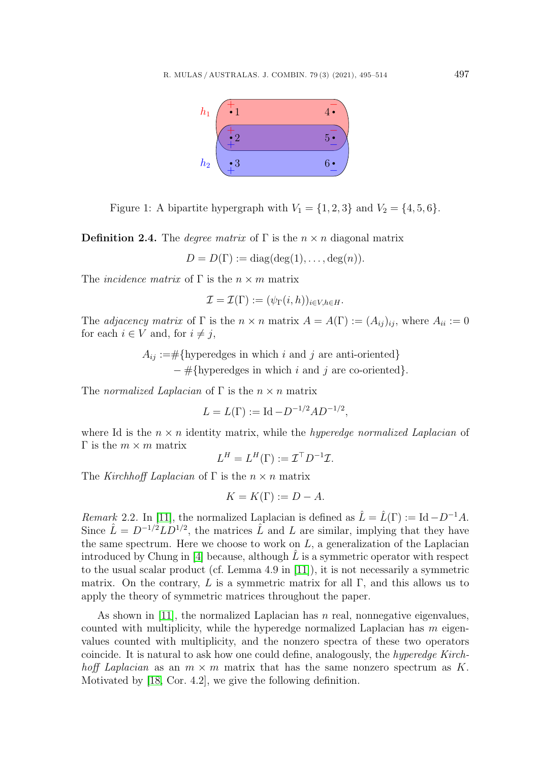Figure 1: A bipartite hypergraph with $V_1 = \{1, 2, 3\}$ and $V_2 = \{4, 5, 6\}$.

**Definition 2.4.** The *degree matrix* of $\Gamma$ is the $n \times n$ diagonal matrix

$$D = D(\Gamma) := \text{diag}(\deg(1), \dots, \deg(n)).$$

The *incidence matrix* of $\Gamma$ is the $n \times m$ matrix

$$\mathcal{I} = \mathcal{I}(\Gamma) := (\psi_\Gamma(i, h))_{i \in V, h \in H}.$$

The *adjacency matrix* of $\Gamma$ is the $n \times n$ matrix $A = A(\Gamma) := (A_{ij})_{ij}$, where $A_{ii} := 0$ for each $i \in V$ and, for $i \neq j$,

$$\begin{aligned} A_{ij} :=& \#\{\text{hyperedges in which } i \text{ and } j \text{ are anti-oriented}\} \\ &- \#\{\text{hyperedges in which } i \text{ and } j \text{ are co-oriented}\}. \end{aligned}$$

The *normalized Laplacian* of $\Gamma$ is the $n \times n$ matrix

$$L = L(\Gamma) := \text{Id} - D^{-1/2} A D^{-1/2},$$

where Id is the $n \times n$ identity matrix, while the *hyperedge normalized Laplacian* of $\Gamma$ is the $m \times m$ matrix

$$L^H = L^H(\Gamma) := \mathcal{I}^\top D^{-1} \mathcal{I}.$$

The *Kirchhoff Laplacian* of $\Gamma$ is the $n \times n$ matrix

$$K = K(\Gamma) := D - A.$$

*Remark* 2.2. In [11], the normalized Laplacian is defined as $\hat{L} = \hat{L}(\Gamma) := \text{Id} - D^{-1}A$. Since $\hat{L} = D^{-1/2} L D^{1/2}$, the matrices $\hat{L}$ and $L$ are similar, implying that they have the same spectrum. Here we choose to work on $L$, a generalization of the Laplacian introduced by Chung in [4] because, although $\hat{L}$ is a symmetric operator with respect to the usual scalar product (cf. Lemma 4.9 in [11]), it is not necessarily a symmetric matrix. On the contrary, $L$ is a symmetric matrix for all $\Gamma$, and this allows us to apply the theory of symmetric matrices throughout the paper.

As shown in [11], the normalized Laplacian has $n$ real, nonnegative eigenvalues, counted with multiplicity, while the hyperedge normalized Laplacian has $m$ eigenvalues counted with multiplicity, and the nonzero spectra of these two operators coincide. It is natural to ask how one could define, analogously, the *hyperedge Kirchhoff Laplacian* as an $m \times m$ matrix that has the same nonzero spectrum as $K$. Motivated by [18, Cor. 4.2], we give the following definition.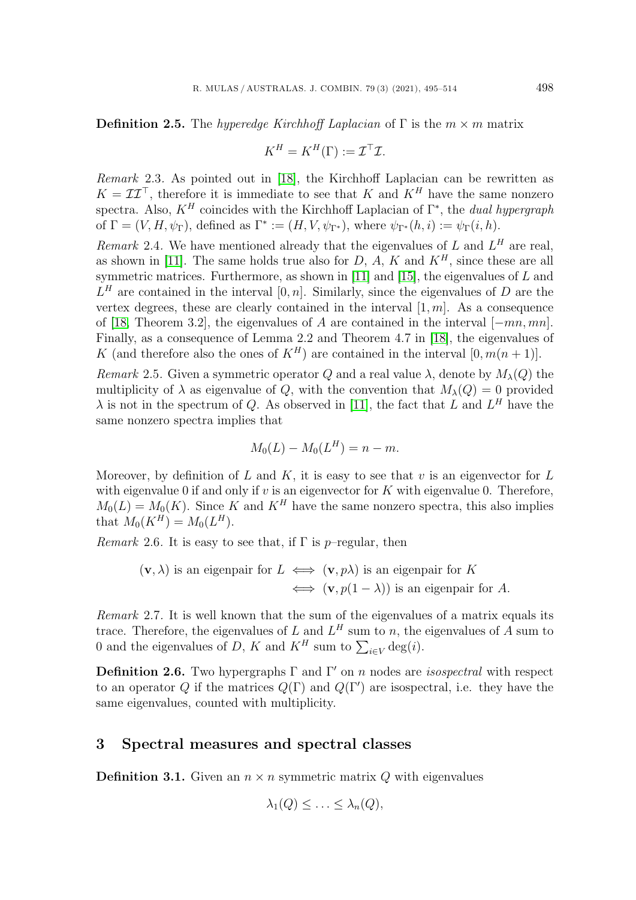**Definition 2.5.** The *hyperedge Kirchhoff Laplacian* of $\Gamma$ is the $m \times m$ matrix

$$K^H = K^H(\Gamma) := \mathcal{I}^\top \mathcal{I}.$$

*Remark* 2.3. As pointed out in [18], the Kirchhoff Laplacian can be rewritten as $K = \mathcal{I}\mathcal{I}^\top$, therefore it is immediate to see that $K$ and $K^H$ have the same nonzero spectra. Also, $K^H$ coincides with the Kirchhoff Laplacian of $\Gamma^*$, the *dual hypergraph* of $\Gamma = (V, H, \psi_\Gamma)$, defined as $\Gamma^* := (H, V, \psi_{\Gamma^*})$, where $\psi_{\Gamma^*}(h, i) := \psi_\Gamma(i, h)$.

*Remark* 2.4. We have mentioned already that the eigenvalues of $L$ and $L^H$ are real, as shown in [11]. The same holds true also for $D$, $A$, $K$ and $K^H$, since these are all symmetric matrices. Furthermore, as shown in [11] and [15], the eigenvalues of $L$ and $L^H$ are contained in the interval $[0, n]$. Similarly, since the eigenvalues of $D$ are the vertex degrees, these are clearly contained in the interval $[1, m]$. As a consequence of [18, Theorem 3.2], the eigenvalues of $A$ are contained in the interval $[-mn, mn]$. Finally, as a consequence of Lemma 2.2 and Theorem 4.7 in [18], the eigenvalues of $K$ (and therefore also the ones of $K^H$) are contained in the interval $[0, m(n+1)]$.

*Remark* 2.5. Given a symmetric operator $Q$ and a real value $\lambda$, denote by $M_\lambda(Q)$ the multiplicity of $\lambda$ as eigenvalue of $Q$, with the convention that $M_\lambda(Q) = 0$ provided $\lambda$ is not in the spectrum of $Q$. As observed in [11], the fact that $L$ and $L^H$ have the same nonzero spectra implies that

$$M_0(L) - M_0(L^H) = n - m.$$

Moreover, by definition of $L$ and $K$, it is easy to see that $v$ is an eigenvector for $L$ with eigenvalue 0 if and only if $v$ is an eigenvector for $K$ with eigenvalue 0. Therefore, $M_0(L) = M_0(K)$. Since $K$ and $K^H$ have the same nonzero spectra, this also implies that $M_0(K^H) = M_0(L^H)$.

*Remark* 2.6. It is easy to see that, if $\Gamma$ is $p$–regular, then

$$\begin{aligned}
(\mathbf{v}, \lambda) \text{ is an eigenpair for } L &\iff (\mathbf{v}, p\lambda) \text{ is an eigenpair for } K \\
&\iff (\mathbf{v}, p(1-\lambda)) \text{ is an eigenpair for } A.
\end{aligned}$$

*Remark* 2.7. It is well known that the sum of the eigenvalues of a matrix equals its trace. Therefore, the eigenvalues of $L$ and $L^H$ sum to $n$, the eigenvalues of $A$ sum to 0 and the eigenvalues of $D$, $K$ and $K^H$ sum to $\sum_{i \in V} \deg(i)$.

**Definition 2.6.** Two hypergraphs $\Gamma$ and $\Gamma'$ on $n$ nodes are *isospectral* with respect to an operator $Q$ if the matrices $Q(\Gamma)$ and $Q(\Gamma')$ are isospectral, i.e. they have the same eigenvalues, counted with multiplicity.

## 3 Spectral measures and spectral classes

**Definition 3.1.** Given an $n \times n$ symmetric matrix $Q$ with eigenvalues

$$\lambda_1(Q) \leq \ldots \leq \lambda_n(Q),$$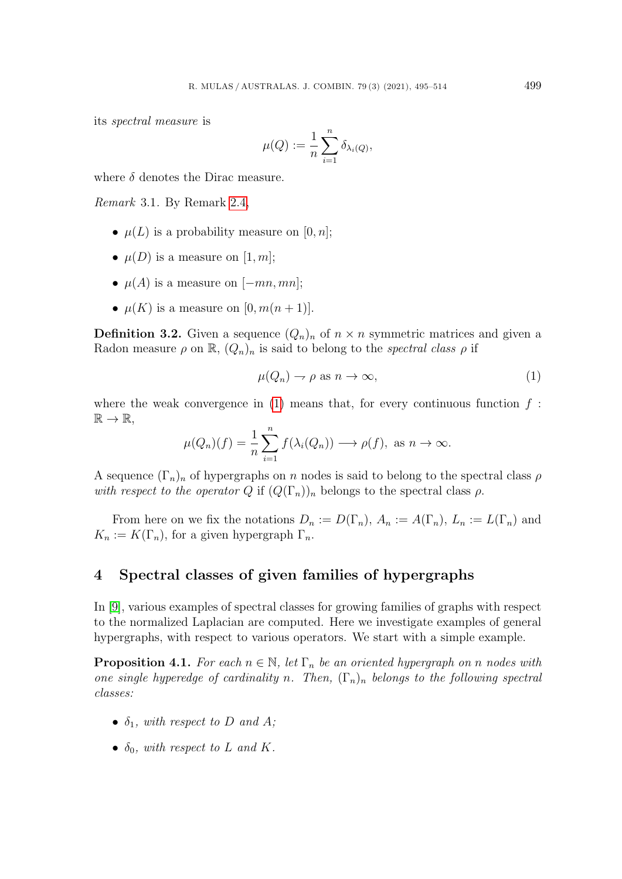its *spectral measure* is

$$\mu(Q) := \frac{1}{n}\sum_{i=1}^{n} \delta_{\lambda_i(Q)},$$

where $\delta$ denotes the Dirac measure.

*Remark* 3.1. By Remark 2.4,

- $\mu(L)$ is a probability measure on $[0, n]$;
- $\mu(D)$ is a measure on $[1, m]$;
- $\mu(A)$ is a measure on $[-mn, mn]$;
- $\mu(K)$ is a measure on $[0, m(n+1)]$.

**Definition 3.2.** Given a sequence $(Q_n)_n$ of $n \times n$ symmetric matrices and given a Radon measure $\rho$ on $\mathbb{R}$, $(Q_n)_n$ is said to belong to the *spectral class* $\rho$ if

$$\mu(Q_n) \rightharpoonup \rho \text{ as } n \to \infty, \tag{1}$$

where the weak convergence in (1) means that, for every continuous function $f : \mathbb{R} \to \mathbb{R}$,

$$\mu(Q_n)(f) = \frac{1}{n}\sum_{i=1}^{n} f(\lambda_i(Q_n)) \longrightarrow \rho(f), \text{ as } n \to \infty.$$

A sequence $(\Gamma_n)_n$ of hypergraphs on $n$ nodes is said to belong to the spectral class $\rho$ *with respect to the operator* $Q$ if $(Q(\Gamma_n))_n$ belongs to the spectral class $\rho$.

From here on we fix the notations $D_n := D(\Gamma_n)$, $A_n := A(\Gamma_n)$, $L_n := L(\Gamma_n)$ and $K_n := K(\Gamma_n)$, for a given hypergraph $\Gamma_n$.

## 4 Spectral classes of given families of hypergraphs

In [9], various examples of spectral classes for growing families of graphs with respect to the normalized Laplacian are computed. Here we investigate examples of general hypergraphs, with respect to various operators. We start with a simple example.

**Proposition 4.1.** *For each $n \in \mathbb{N}$, let $\Gamma_n$ be an oriented hypergraph on $n$ nodes with one single hyperedge of cardinality $n$. Then, $(\Gamma_n)_n$ belongs to the following spectral classes:*

- *$\delta_1$, with respect to $D$ and $A$;*
- *$\delta_0$, with respect to $L$ and $K$.*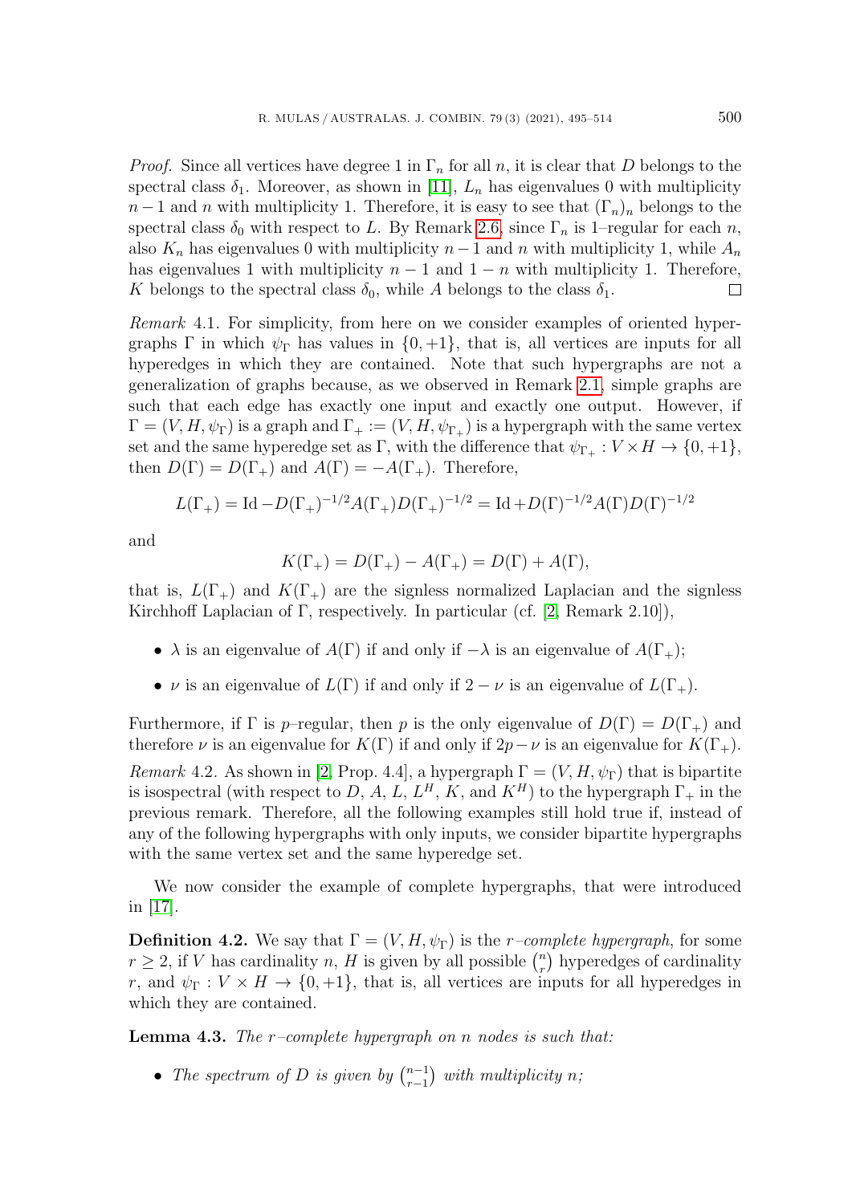*Proof.* Since all vertices have degree 1 in $\Gamma_n$ for all $n$, it is clear that $D$ belongs to the spectral class $\delta_1$. Moreover, as shown in [11], $L_n$ has eigenvalues 0 with multiplicity $n-1$ and $n$ with multiplicity 1. Therefore, it is easy to see that $(\Gamma_n)_n$ belongs to the spectral class $\delta_0$ with respect to $L$. By Remark 2.6, since $\Gamma_n$ is 1–regular for each $n$, also $K_n$ has eigenvalues 0 with multiplicity $n-1$ and $n$ with multiplicity 1, while $A_n$ has eigenvalues 1 with multiplicity $n-1$ and $1-n$ with multiplicity 1. Therefore, $K$ belongs to the spectral class $\delta_0$, while $A$ belongs to the class $\delta_1$. □

*Remark* 4.1. For simplicity, from here on we consider examples of oriented hypergraphs $\Gamma$ in which $\psi_\Gamma$ has values in $\{0,+1\}$, that is, all vertices are inputs for all hyperedges in which they are contained. Note that such hypergraphs are not a generalization of graphs because, as we observed in Remark 2.1, simple graphs are such that each edge has exactly one input and exactly one output. However, if $\Gamma=(V,H,\psi_\Gamma)$ is a graph and $\Gamma_+:=(V,H,\psi_{\Gamma_+})$ is a hypergraph with the same vertex set and the same hyperedge set as $\Gamma$, with the difference that $\psi_{\Gamma_+}:V\times H\to\{0,+1\}$, then $D(\Gamma)=D(\Gamma_+)$ and $A(\Gamma)=-A(\Gamma_+)$. Therefore,

$$L(\Gamma_+)=\mathrm{Id}-D(\Gamma_+)^{-1/2}A(\Gamma_+)D(\Gamma_+)^{-1/2}=\mathrm{Id}+D(\Gamma)^{-1/2}A(\Gamma)D(\Gamma)^{-1/2}$$

and

$$K(\Gamma_+)=D(\Gamma_+)-A(\Gamma_+)=D(\Gamma)+A(\Gamma),$$

that is, $L(\Gamma_+)$ and $K(\Gamma_+)$ are the signless normalized Laplacian and the signless Kirchhoff Laplacian of $\Gamma$, respectively. In particular (cf. [2, Remark 2.10]),

- $\lambda$ is an eigenvalue of $A(\Gamma)$ if and only if $-\lambda$ is an eigenvalue of $A(\Gamma_+)$;
- $\nu$ is an eigenvalue of $L(\Gamma)$ if and only if $2-\nu$ is an eigenvalue of $L(\Gamma_+)$.

Furthermore, if $\Gamma$ is $p$–regular, then $p$ is the only eigenvalue of $D(\Gamma)=D(\Gamma_+)$ and therefore $\nu$ is an eigenvalue for $K(\Gamma)$ if and only if $2p-\nu$ is an eigenvalue for $K(\Gamma_+)$.

*Remark* 4.2. As shown in [2, Prop. 4.4], a hypergraph $\Gamma=(V,H,\psi_\Gamma)$ that is bipartite is isospectral (with respect to $D$, $A$, $L$, $L^H$, $K$, and $K^H$) to the hypergraph $\Gamma_+$ in the previous remark. Therefore, all the following examples still hold true if, instead of any of the following hypergraphs with only inputs, we consider bipartite hypergraphs with the same vertex set and the same hyperedge set.

We now consider the example of complete hypergraphs, that were introduced in [17].

**Definition 4.2.** We say that $\Gamma=(V,H,\psi_\Gamma)$ is the *$r$–complete hypergraph*, for some $r\geq 2$, if $V$ has cardinality $n$, $H$ is given by all possible $\binom{n}{r}$ hyperedges of cardinality $r$, and $\psi_\Gamma:V\times H\to\{0,+1\}$, that is, all vertices are inputs for all hyperedges in which they are contained.

**Lemma 4.3.** *The $r$–complete hypergraph on $n$ nodes is such that:*

- *The spectrum of $D$ is given by $\binom{n-1}{r-1}$ with multiplicity $n$;*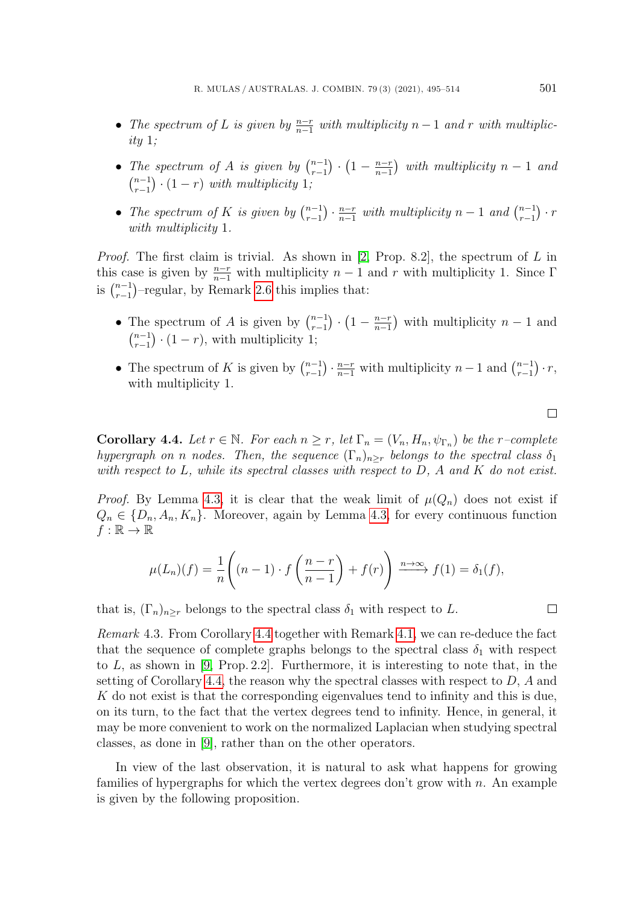- *The spectrum of $L$ is given by $\frac{n-r}{n-1}$ with multiplicity $n-1$ and $r$ with multiplicity 1;*
- *The spectrum of $A$ is given by $\binom{n-1}{r-1} \cdot \left(1 - \frac{n-r}{n-1}\right)$ with multiplicity $n-1$ and $\binom{n-1}{r-1} \cdot (1-r)$ with multiplicity 1;*
- *The spectrum of $K$ is given by $\binom{n-1}{r-1} \cdot \frac{n-r}{n-1}$ with multiplicity $n-1$ and $\binom{n-1}{r-1} \cdot r$ with multiplicity 1.*

*Proof.* The first claim is trivial. As shown in [2, Prop. 8.2], the spectrum of $L$ in this case is given by $\frac{n-r}{n-1}$ with multiplicity $n-1$ and $r$ with multiplicity 1. Since $\Gamma$ is $\binom{n-1}{r-1}$–regular, by Remark 2.6 this implies that:

- The spectrum of $A$ is given by $\binom{n-1}{r-1} \cdot \left(1 - \frac{n-r}{n-1}\right)$ with multiplicity $n-1$ and $\binom{n-1}{r-1} \cdot (1-r)$, with multiplicity 1;
- The spectrum of $K$ is given by $\binom{n-1}{r-1} \cdot \frac{n-r}{n-1}$ with multiplicity $n-1$ and $\binom{n-1}{r-1} \cdot r$, with multiplicity 1.

□

**Corollary 4.4.** *Let $r \in \mathbb{N}$. For each $n \geq r$, let $\Gamma_n = (V_n, H_n, \psi_{\Gamma_n})$ be the $r$–complete hypergraph on $n$ nodes. Then, the sequence $(\Gamma_n)_{n \geq r}$ belongs to the spectral class $\delta_1$ with respect to $L$, while its spectral classes with respect to $D$, $A$ and $K$ do not exist.*

*Proof.* By Lemma 4.3, it is clear that the weak limit of $\mu(Q_n)$ does not exist if $Q_n \in \{D_n, A_n, K_n\}$. Moreover, again by Lemma 4.3, for every continuous function $f : \mathbb{R} \to \mathbb{R}$

$$\mu(L_n)(f) = \frac{1}{n}\left((n-1) \cdot f\left(\frac{n-r}{n-1}\right) + f(r)\right) \xrightarrow{n \to \infty} f(1) = \delta_1(f),$$

that is, $(\Gamma_n)_{n \geq r}$ belongs to the spectral class $\delta_1$ with respect to $L$. □

*Remark* 4.3. From Corollary 4.4 together with Remark 4.1, we can re-deduce the fact that the sequence of complete graphs belongs to the spectral class $\delta_1$ with respect to $L$, as shown in [9, Prop. 2.2]. Furthermore, it is interesting to note that, in the setting of Corollary 4.4, the reason why the spectral classes with respect to $D$, $A$ and $K$ do not exist is that the corresponding eigenvalues tend to infinity and this is due, on its turn, to the fact that the vertex degrees tend to infinity. Hence, in general, it may be more convenient to work on the normalized Laplacian when studying spectral classes, as done in [9], rather than on the other operators.

In view of the last observation, it is natural to ask what happens for growing families of hypergraphs for which the vertex degrees don't grow with $n$. An example is given by the following proposition.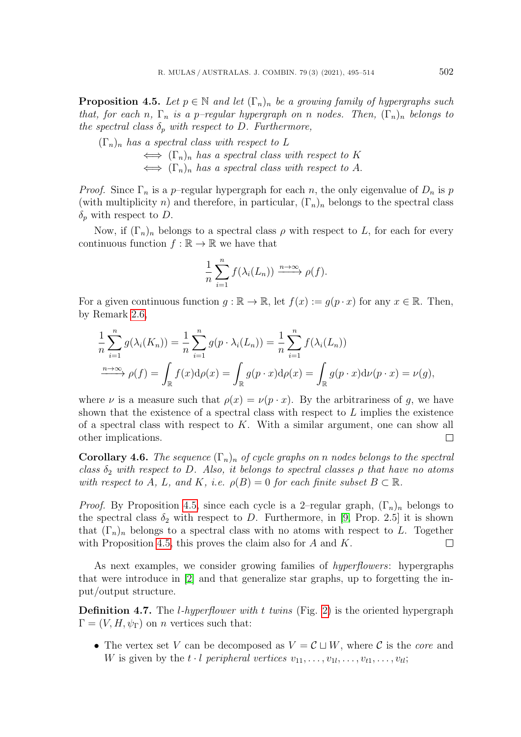**Proposition 4.5.** *Let $p \in \mathbb{N}$ and let $(\Gamma_n)_n$ be a growing family of hypergraphs such that, for each $n$, $\Gamma_n$ is a $p$–regular hypergraph on $n$ nodes. Then, $(\Gamma_n)_n$ belongs to the spectral class $\delta_p$ with respect to $D$. Furthermore,*

*$(\Gamma_n)_n$ has a spectral class with respect to $L$*
*$\iff (\Gamma_n)_n$ has a spectral class with respect to $K$*
*$\iff (\Gamma_n)_n$ has a spectral class with respect to $A$.*

*Proof.* Since $\Gamma_n$ is a $p$–regular hypergraph for each $n$, the only eigenvalue of $D_n$ is $p$ (with multiplicity $n$) and therefore, in particular, $(\Gamma_n)_n$ belongs to the spectral class $\delta_p$ with respect to $D$.

Now, if $(\Gamma_n)_n$ belongs to a spectral class $\rho$ with respect to $L$, for each for every continuous function $f : \mathbb{R} \to \mathbb{R}$ we have that

$$\frac{1}{n}\sum_{i=1}^{n} f(\lambda_i(L_n)) \xrightarrow{n\to\infty} \rho(f).$$

For a given continuous function $g : \mathbb{R} \to \mathbb{R}$, let $f(x) := g(p \cdot x)$ for any $x \in \mathbb{R}$. Then, by Remark 2.6,

$$\begin{aligned}
\frac{1}{n}\sum_{i=1}^{n} g(\lambda_i(K_n)) &= \frac{1}{n}\sum_{i=1}^{n} g(p \cdot \lambda_i(L_n)) = \frac{1}{n}\sum_{i=1}^{n} f(\lambda_i(L_n)) \\
&\xrightarrow{n\to\infty} \rho(f) = \int_{\mathbb{R}} f(x)\mathrm{d}\rho(x) = \int_{\mathbb{R}} g(p\cdot x)\mathrm{d}\rho(x) = \int_{\mathbb{R}} g(p \cdot x)\mathrm{d}\nu(p\cdot x) = \nu(g),
\end{aligned}$$

where $\nu$ is a measure such that $\rho(x) = \nu(p \cdot x)$. By the arbitrariness of $g$, we have shown that the existence of a spectral class with respect to $L$ implies the existence of a spectral class with respect to $K$. With a similar argument, one can show all other implications. $\square$

**Corollary 4.6.** *The sequence $(\Gamma_n)_n$ of cycle graphs on $n$ nodes belongs to the spectral class $\delta_2$ with respect to $D$. Also, it belongs to spectral classes $\rho$ that have no atoms with respect to $A$, $L$, and $K$, i.e. $\rho(B) = 0$ for each finite subset $B \subset \mathbb{R}$.*

*Proof.* By Proposition 4.5, since each cycle is a 2–regular graph, $(\Gamma_n)_n$ belongs to the spectral class $\delta_2$ with respect to $D$. Furthermore, in [9, Prop. 2.5] it is shown that $(\Gamma_n)_n$ belongs to a spectral class with no atoms with respect to $L$. Together with Proposition 4.5, this proves the claim also for $A$ and $K$. $\square$

As next examples, we consider growing families of *hyperflowers*: hypergraphs that were introduce in [2] and that generalize star graphs, up to forgetting the input/output structure.

**Definition 4.7.** The *$l$-hyperflower with $t$ twins* (Fig. 2) is the oriented hypergraph $\Gamma = (V, H, \psi_\Gamma)$ on $n$ vertices such that:

- The vertex set $V$ can be decomposed as $V = \mathcal{C} \sqcup W$, where $\mathcal{C}$ is the *core* and $W$ is given by the $t \cdot l$ *peripheral vertices* $v_{11}, \ldots, v_{1l}, \ldots, v_{t1}, \ldots, v_{tl}$;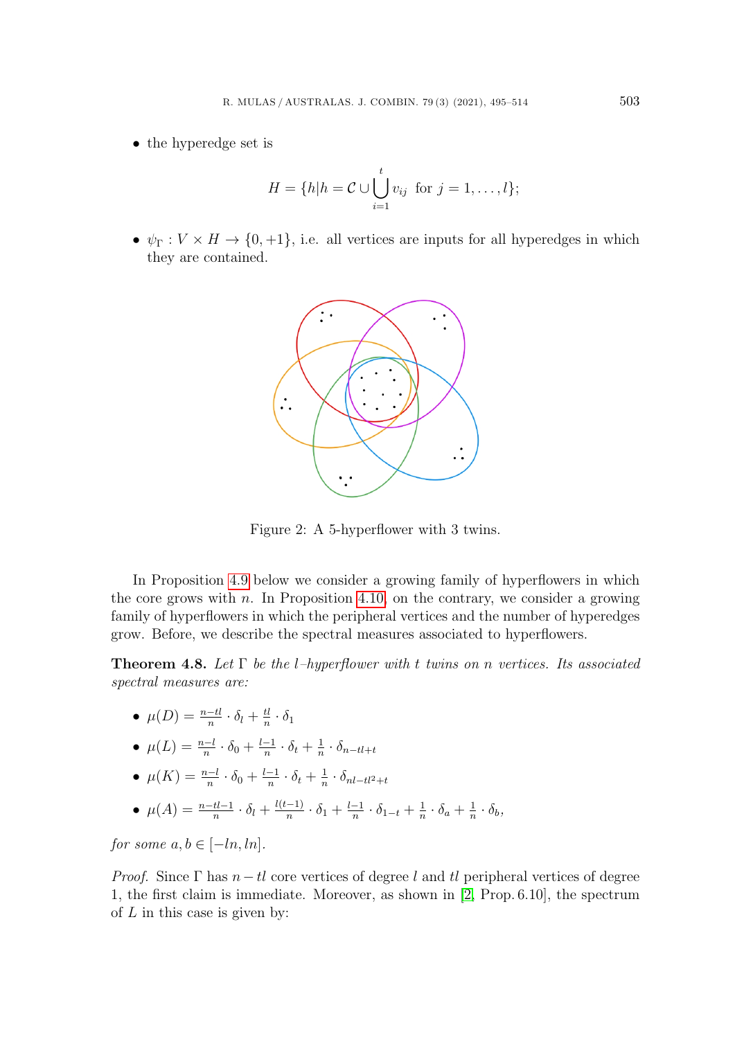- the hyperedge set is

$$H = \{h | h = \mathcal{C} \cup \bigcup_{i=1}^{t} v_{ij} \text{ for } j = 1, \ldots, l\};$$

- $\psi_\Gamma : V \times H \to \{0, +1\}$, i.e. all vertices are inputs for all hyperedges in which they are contained.

Figure 2: A 5-hyperflower with 3 twins.

In Proposition 4.9 below we consider a growing family of hyperflowers in which the core grows with $n$. In Proposition 4.10, on the contrary, we consider a growing family of hyperflowers in which the peripheral vertices and the number of hyperedges grow. Before, we describe the spectral measures associated to hyperflowers.

**Theorem 4.8.** *Let $\Gamma$ be the $l$–hyperflower with $t$ twins on $n$ vertices. Its associated spectral measures are:*

- $\mu(D) = \frac{n-tl}{n} \cdot \delta_l + \frac{tl}{n} \cdot \delta_1$
- $\mu(L) = \frac{n-l}{n} \cdot \delta_0 + \frac{l-1}{n} \cdot \delta_t + \frac{1}{n} \cdot \delta_{n-tl+t}$
- $\mu(K) = \frac{n-l}{n} \cdot \delta_0 + \frac{l-1}{n} \cdot \delta_t + \frac{1}{n} \cdot \delta_{nl-tl^2+t}$
- $\mu(A) = \frac{n-tl-1}{n} \cdot \delta_l + \frac{l(t-1)}{n} \cdot \delta_1 + \frac{l-1}{n} \cdot \delta_{1-t} + \frac{1}{n} \cdot \delta_a + \frac{1}{n} \cdot \delta_b,$

*for some $a, b \in [-ln, ln]$.*

*Proof.* Since $\Gamma$ has $n - tl$ core vertices of degree $l$ and $tl$ peripheral vertices of degree 1, the first claim is immediate. Moreover, as shown in [2, Prop. 6.10], the spectrum of $L$ in this case is given by: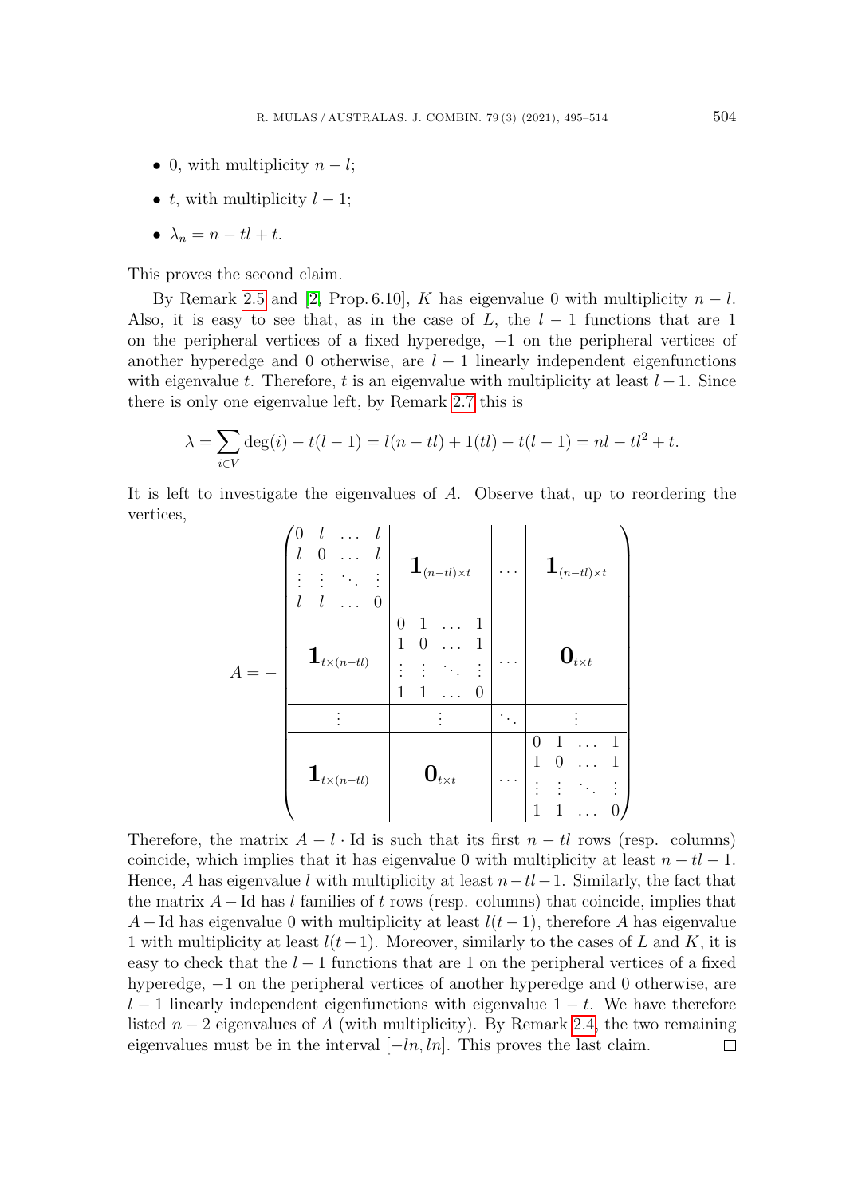- 0, with multiplicity $n-l$;
- $t$, with multiplicity $l-1$;
- $\lambda_n = n - tl + t$.

This proves the second claim.

By Remark 2.5 and [2, Prop. 6.10], $K$ has eigenvalue 0 with multiplicity $n-l$. Also, it is easy to see that, as in the case of $L$, the $l-1$ functions that are 1 on the peripheral vertices of a fixed hyperedge, $-1$ on the peripheral vertices of another hyperedge and 0 otherwise, are $l-1$ linearly independent eigenfunctions with eigenvalue $t$. Therefore, $t$ is an eigenvalue with multiplicity at least $l-1$. Since there is only one eigenvalue left, by Remark 2.7 this is

$$\lambda = \sum_{i \in V} \deg(i) - t(l-1) = l(n-tl) + 1(tl) - t(l-1) = nl - tl^2 + t.$$

It is left to investigate the eigenvalues of $A$. Observe that, up to reordering the vertices,

$$A = -\left(\begin{array}{c|c|c|c}
\begin{matrix} 0 & l & \dots & l \\ l & 0 & \dots & l \\ \vdots & \vdots & \ddots & \vdots \\ l & l & \dots & 0 \end{matrix} & \mathbf{1}_{(n-tl)\times t} & \dots & \mathbf{1}_{(n-tl)\times t} \\
\hline
\mathbf{1}_{t\times(n-tl)} & \begin{matrix} 0 & 1 & \dots & 1 \\ 1 & 0 & \dots & 1 \\ \vdots & \vdots & \ddots & \vdots \\ 1 & 1 & \dots & 0 \end{matrix} & \dots & \mathbf{0}_{t\times t} \\
\hline
\vdots & \vdots & \ddots & \vdots \\
\hline
\mathbf{1}_{t\times(n-tl)} & \mathbf{0}_{t\times t} & \dots & \begin{matrix} 0 & 1 & \dots & 1 \\ 1 & 0 & \dots & 1 \\ \vdots & \vdots & \ddots & \vdots \\ 1 & 1 & \dots & 0 \end{matrix}
\end{array}\right)$$

Therefore, the matrix $A - l \cdot \mathrm{Id}$ is such that its first $n-tl$ rows (resp. columns) coincide, which implies that it has eigenvalue 0 with multiplicity at least $n-tl-1$. Hence, $A$ has eigenvalue $l$ with multiplicity at least $n-tl-1$. Similarly, the fact that the matrix $A - \mathrm{Id}$ has $l$ families of $t$ rows (resp. columns) that coincide, implies that $A - \mathrm{Id}$ has eigenvalue 0 with multiplicity at least $l(t-1)$, therefore $A$ has eigenvalue 1 with multiplicity at least $l(t-1)$. Moreover, similarly to the cases of $L$ and $K$, it is easy to check that the $l-1$ functions that are 1 on the peripheral vertices of a fixed hyperedge, $-1$ on the peripheral vertices of another hyperedge and 0 otherwise, are $l-1$ linearly independent eigenfunctions with eigenvalue $1-t$. We have therefore listed $n-2$ eigenvalues of $A$ (with multiplicity). By Remark 2.4, the two remaining eigenvalues must be in the interval $[-ln, ln]$. This proves the last claim. $\square$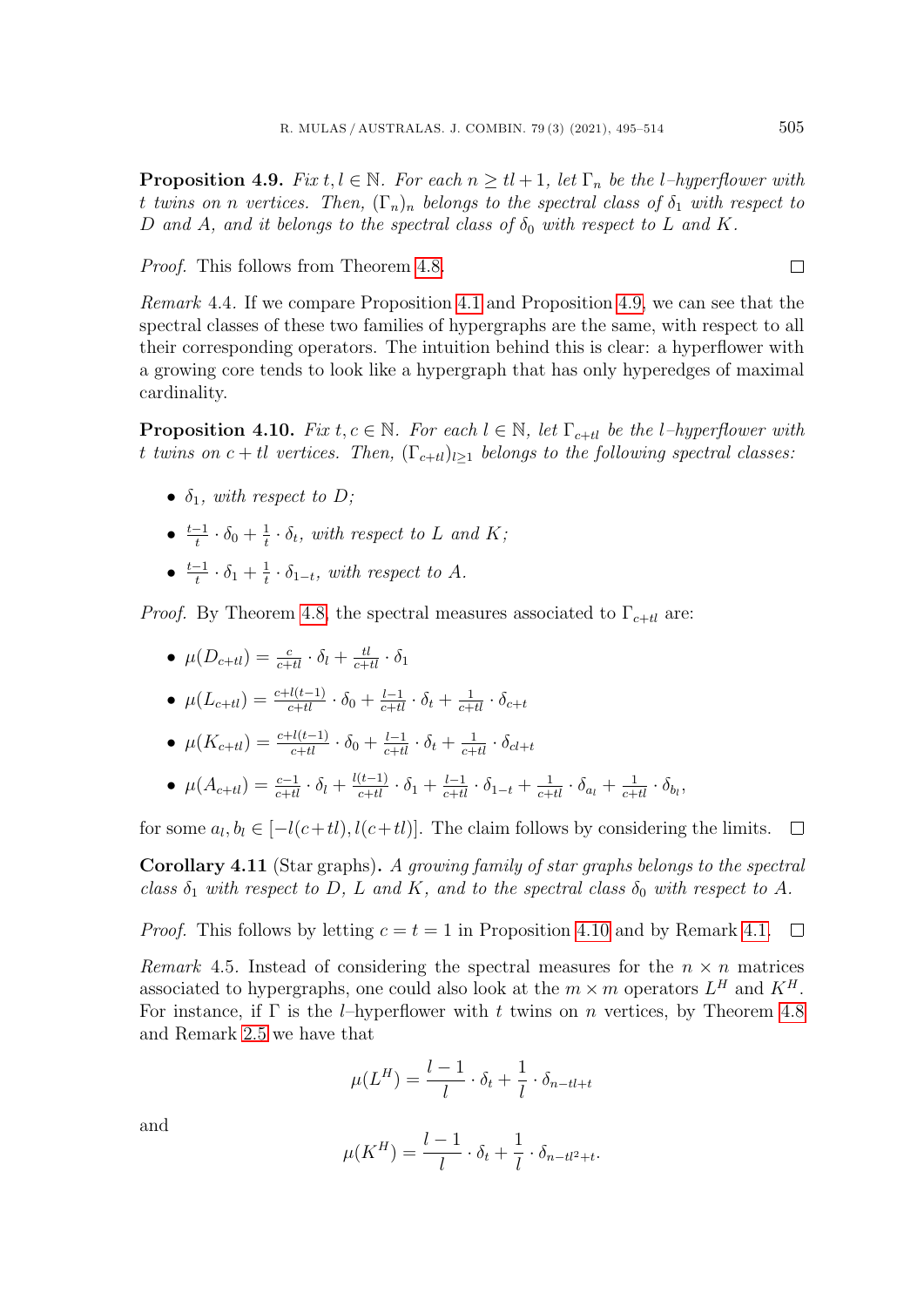**Proposition 4.9.** *Fix $t, l \in \mathbb{N}$. For each $n \geq tl+1$, let $\Gamma_n$ be the $l$–hyperflower with $t$ twins on $n$ vertices. Then, $(\Gamma_n)_n$ belongs to the spectral class of $\delta_1$ with respect to $D$ and $A$, and it belongs to the spectral class of $\delta_0$ with respect to $L$ and $K$.*

*Proof.* This follows from Theorem 4.8. ☐

*Remark* 4.4. If we compare Proposition 4.1 and Proposition 4.9, we can see that the spectral classes of these two families of hypergraphs are the same, with respect to all their corresponding operators. The intuition behind this is clear: a hyperflower with a growing core tends to look like a hypergraph that has only hyperedges of maximal cardinality.

**Proposition 4.10.** *Fix $t, c \in \mathbb{N}$. For each $l \in \mathbb{N}$, let $\Gamma_{c+tl}$ be the $l$–hyperflower with $t$ twins on $c+tl$ vertices. Then, $(\Gamma_{c+tl})_{l\geq 1}$ belongs to the following spectral classes:*

- *$\delta_1$, with respect to $D$;*
- *$\frac{t-1}{t}\cdot\delta_0+\frac{1}{t}\cdot\delta_t$, with respect to $L$ and $K$;*
- *$\frac{t-1}{t}\cdot\delta_1+\frac{1}{t}\cdot\delta_{1-t}$, with respect to $A$.*

*Proof.* By Theorem 4.8, the spectral measures associated to $\Gamma_{c+tl}$ are:

- $\mu(D_{c+tl})=\frac{c}{c+tl}\cdot\delta_l+\frac{tl}{c+tl}\cdot\delta_1$
- $\mu(L_{c+tl})=\frac{c+l(t-1)}{c+tl}\cdot\delta_0+\frac{l-1}{c+tl}\cdot\delta_t+\frac{1}{c+tl}\cdot\delta_{c+t}$
- $\mu(K_{c+tl})=\frac{c+l(t-1)}{c+tl}\cdot\delta_0+\frac{l-1}{c+tl}\cdot\delta_t+\frac{1}{c+tl}\cdot\delta_{cl+t}$
- $\mu(A_{c+tl})=\frac{c-1}{c+tl}\cdot\delta_l+\frac{l(t-1)}{c+tl}\cdot\delta_1+\frac{l-1}{c+tl}\cdot\delta_{1-t}+\frac{1}{c+tl}\cdot\delta_{a_l}+\frac{1}{c+tl}\cdot\delta_{b_l}$,

for some $a_l, b_l \in [-l(c+tl), l(c+tl)]$. The claim follows by considering the limits. ☐

**Corollary 4.11** (Star graphs)**.** *A growing family of star graphs belongs to the spectral class $\delta_1$ with respect to $D$, $L$ and $K$, and to the spectral class $\delta_0$ with respect to $A$.*

*Proof.* This follows by letting $c=t=1$ in Proposition 4.10 and by Remark 4.1. ☐

*Remark* 4.5. Instead of considering the spectral measures for the $n\times n$ matrices associated to hypergraphs, one could also look at the $m\times m$ operators $L^H$ and $K^H$. For instance, if $\Gamma$ is the $l$–hyperflower with $t$ twins on $n$ vertices, by Theorem 4.8 and Remark 2.5 we have that

$$\mu(L^H)=\frac{l-1}{l}\cdot\delta_t+\frac{1}{l}\cdot\delta_{n-tl+t}$$

and

$$\mu(K^H)=\frac{l-1}{l}\cdot\delta_t+\frac{1}{l}\cdot\delta_{n-tl^2+t}.$$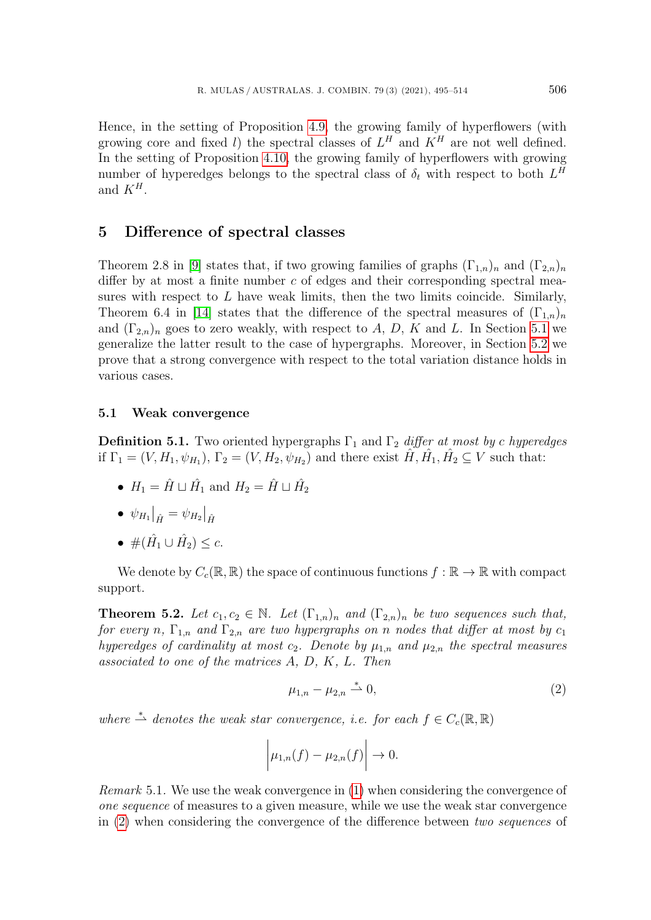Hence, in the setting of Proposition 4.9, the growing family of hyperflowers (with growing core and fixed $l$) the spectral classes of $L^H$ and $K^H$ are not well defined. In the setting of Proposition 4.10, the growing family of hyperflowers with growing number of hyperedges belongs to the spectral class of $\delta_t$ with respect to both $L^H$ and $K^H$.

## 5 Difference of spectral classes

Theorem 2.8 in [9] states that, if two growing families of graphs $(\Gamma_{1,n})_n$ and $(\Gamma_{2,n})_n$ differ by at most a finite number $c$ of edges and their corresponding spectral measures with respect to $L$ have weak limits, then the two limits coincide. Similarly, Theorem 6.4 in [14] states that the difference of the spectral measures of $(\Gamma_{1,n})_n$ and $(\Gamma_{2,n})_n$ goes to zero weakly, with respect to $A$, $D$, $K$ and $L$. In Section 5.1 we generalize the latter result to the case of hypergraphs. Moreover, in Section 5.2 we prove that a strong convergence with respect to the total variation distance holds in various cases.

### 5.1 Weak convergence

**Definition 5.1.** Two oriented hypergraphs $\Gamma_1$ and $\Gamma_2$ *differ at most by c hyperedges* if $\Gamma_1 = (V, H_1, \psi_{H_1})$, $\Gamma_2 = (V, H_2, \psi_{H_2})$ and there exist $\hat{H}, \hat{H}_1, \hat{H}_2 \subseteq V$ such that:

- $H_1 = \hat{H} \sqcup \hat{H}_1$ and $H_2 = \hat{H} \sqcup \hat{H}_2$
- $\psi_{H_1}\big|_{\hat{H}} = \psi_{H_2}\big|_{\hat{H}}$
- $\#(\hat{H}_1 \cup \hat{H}_2) \leq c$.

We denote by $C_c(\mathbb{R}, \mathbb{R})$ the space of continuous functions $f : \mathbb{R} \to \mathbb{R}$ with compact support.

**Theorem 5.2.** *Let $c_1, c_2 \in \mathbb{N}$. Let $(\Gamma_{1,n})_n$ and $(\Gamma_{2,n})_n$ be two sequences such that, for every $n$, $\Gamma_{1,n}$ and $\Gamma_{2,n}$ are two hypergraphs on $n$ nodes that differ at most by $c_1$ hyperedges of cardinality at most $c_2$. Denote by $\mu_{1,n}$ and $\mu_{2,n}$ the spectral measures associated to one of the matrices $A$, $D$, $K$, $L$. Then*

$$\mu_{1,n} - \mu_{2,n} \overset{*}{\rightharpoonup} 0, \tag{2}$$

*where $\overset{*}{\rightharpoonup}$ denotes the weak star convergence, i.e. for each $f \in C_c(\mathbb{R}, \mathbb{R})$*

$$\left| \mu_{1,n}(f) - \mu_{2,n}(f) \right| \to 0.$$

*Remark* 5.1. We use the weak convergence in (1) when considering the convergence of *one sequence* of measures to a given measure, while we use the weak star convergence in (2) when considering the convergence of the difference between *two sequences* of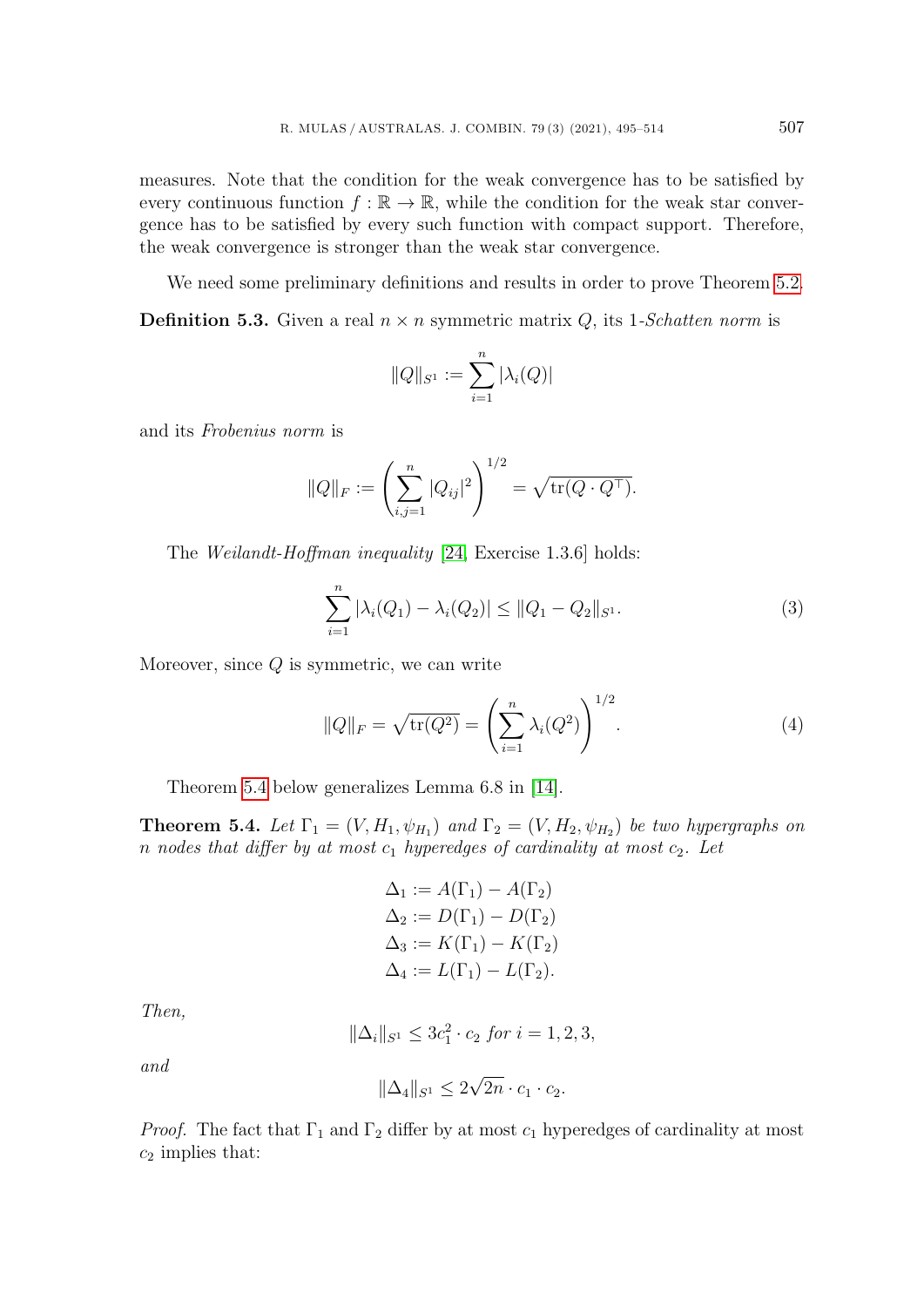measures. Note that the condition for the weak convergence has to be satisfied by every continuous function $f:\mathbb{R}\to\mathbb{R}$, while the condition for the weak star convergence has to be satisfied by every such function with compact support. Therefore, the weak convergence is stronger than the weak star convergence.

We need some preliminary definitions and results in order to prove Theorem 5.2.

**Definition 5.3.** Given a real $n\times n$ symmetric matrix $Q$, its 1-*Schatten norm* is

$$\|Q\|_{S^1}:=\sum_{i=1}^{n}|\lambda_i(Q)|$$

and its *Frobenius norm* is

$$\|Q\|_F:=\left(\sum_{i,j=1}^{n}|Q_{ij}|^2\right)^{1/2}=\sqrt{\operatorname{tr}(Q\cdot Q^\top)}.$$

The *Weilandt-Hoffman inequality* [24, Exercise 1.3.6] holds:

$$\sum_{i=1}^{n}|\lambda_i(Q_1)-\lambda_i(Q_2)|\leq\|Q_1-Q_2\|_{S^1}. \tag{3}$$

Moreover, since $Q$ is symmetric, we can write

$$\|Q\|_F=\sqrt{\operatorname{tr}(Q^2)}=\left(\sum_{i=1}^{n}\lambda_i(Q^2)\right)^{1/2}. \tag{4}$$

Theorem 5.4 below generalizes Lemma 6.8 in [14].

**Theorem 5.4.** *Let $\Gamma_1=(V,H_1,\psi_{H_1})$ and $\Gamma_2=(V,H_2,\psi_{H_2})$ be two hypergraphs on $n$ nodes that differ by at most $c_1$ hyperedges of cardinality at most $c_2$. Let*

$$\begin{aligned}
\Delta_1&:=A(\Gamma_1)-A(\Gamma_2)\\
\Delta_2&:=D(\Gamma_1)-D(\Gamma_2)\\
\Delta_3&:=K(\Gamma_1)-K(\Gamma_2)\\
\Delta_4&:=L(\Gamma_1)-L(\Gamma_2).
\end{aligned}$$

*Then,*

$$\|\Delta_i\|_{S^1}\leq 3c_1^2\cdot c_2 \text{ for } i=1,2,3,$$

*and*

$$\|\Delta_4\|_{S^1}\leq 2\sqrt{2n}\cdot c_1\cdot c_2.$$

*Proof.* The fact that $\Gamma_1$ and $\Gamma_2$ differ by at most $c_1$ hyperedges of cardinality at most $c_2$ implies that: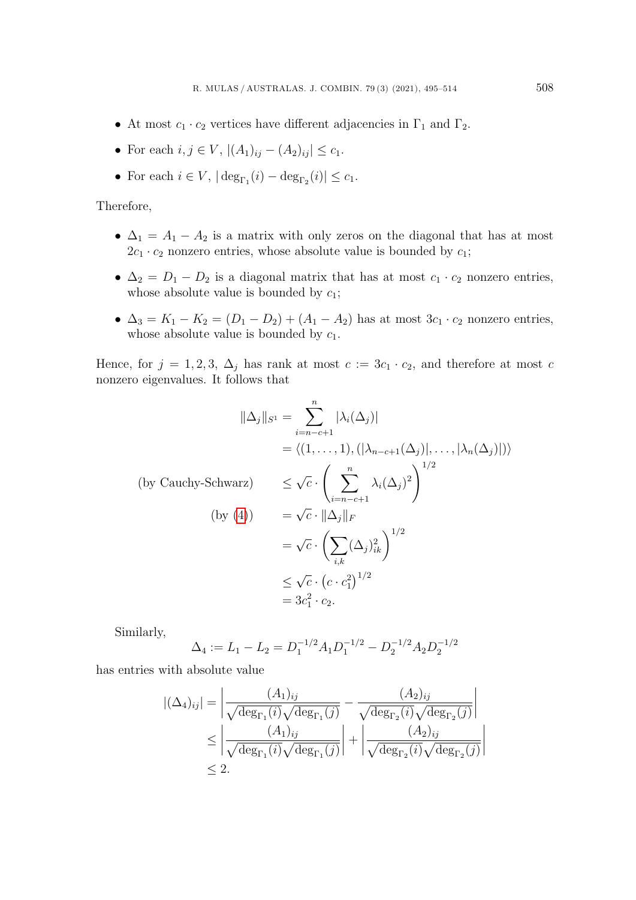- At most $c_1 \cdot c_2$ vertices have different adjacencies in $\Gamma_1$ and $\Gamma_2$.
- For each $i, j \in V$, $|(A_1)_{ij} - (A_2)_{ij}| \leq c_1$.
- For each $i \in V$, $|\deg_{\Gamma_1}(i) - \deg_{\Gamma_2}(i)| \leq c_1$.

Therefore,

- $\Delta_1 = A_1 - A_2$ is a matrix with only zeros on the diagonal that has at most $2c_1 \cdot c_2$ nonzero entries, whose absolute value is bounded by $c_1$;
- $\Delta_2 = D_1 - D_2$ is a diagonal matrix that has at most $c_1 \cdot c_2$ nonzero entries, whose absolute value is bounded by $c_1$;
- $\Delta_3 = K_1 - K_2 = (D_1 - D_2) + (A_1 - A_2)$ has at most $3c_1 \cdot c_2$ nonzero entries, whose absolute value is bounded by $c_1$.

Hence, for $j = 1, 2, 3$, $\Delta_j$ has rank at most $c := 3c_1 \cdot c_2$, and therefore at most $c$ nonzero eigenvalues. It follows that

$$
\begin{aligned}
\|\Delta_j\|_{S^1} &= \sum_{i=n-c+1}^{n} |\lambda_i(\Delta_j)| \\
&= \langle (1, \dots, 1), (|\lambda_{n-c+1}(\Delta_j)|, \dots, |\lambda_n(\Delta_j)|) \rangle \\
\text{(by Cauchy-Schwarz)} \qquad &\leq \sqrt{c} \cdot \left( \sum_{i=n-c+1}^{n} \lambda_i(\Delta_j)^2 \right)^{1/2} \\
\text{(by (4))} \qquad &= \sqrt{c} \cdot \|\Delta_j\|_F \\
&= \sqrt{c} \cdot \left( \sum_{i,k} (\Delta_j)_{ik}^2 \right)^{1/2} \\
&\leq \sqrt{c} \cdot \left( c \cdot c_1^2 \right)^{1/2} \\
&= 3c_1^2 \cdot c_2.
\end{aligned}
$$

Similarly,

$$
\Delta_4 := L_1 - L_2 = D_1^{-1/2} A_1 D_1^{-1/2} - D_2^{-1/2} A_2 D_2^{-1/2}
$$

has entries with absolute value

$$
\begin{aligned}
|(\Delta_4)_{ij}| &= \left| \frac{(A_1)_{ij}}{\sqrt{\deg_{\Gamma_1}(i)}\sqrt{\deg_{\Gamma_1}(j)}} - \frac{(A_2)_{ij}}{\sqrt{\deg_{\Gamma_2}(i)}\sqrt{\deg_{\Gamma_2}(j)}} \right| \\
&\leq \left| \frac{(A_1)_{ij}}{\sqrt{\deg_{\Gamma_1}(i)}\sqrt{\deg_{\Gamma_1}(j)}} \right| + \left| \frac{(A_2)_{ij}}{\sqrt{\deg_{\Gamma_2}(i)}\sqrt{\deg_{\Gamma_2}(j)}} \right| \\
&\leq 2.
\end{aligned}
$$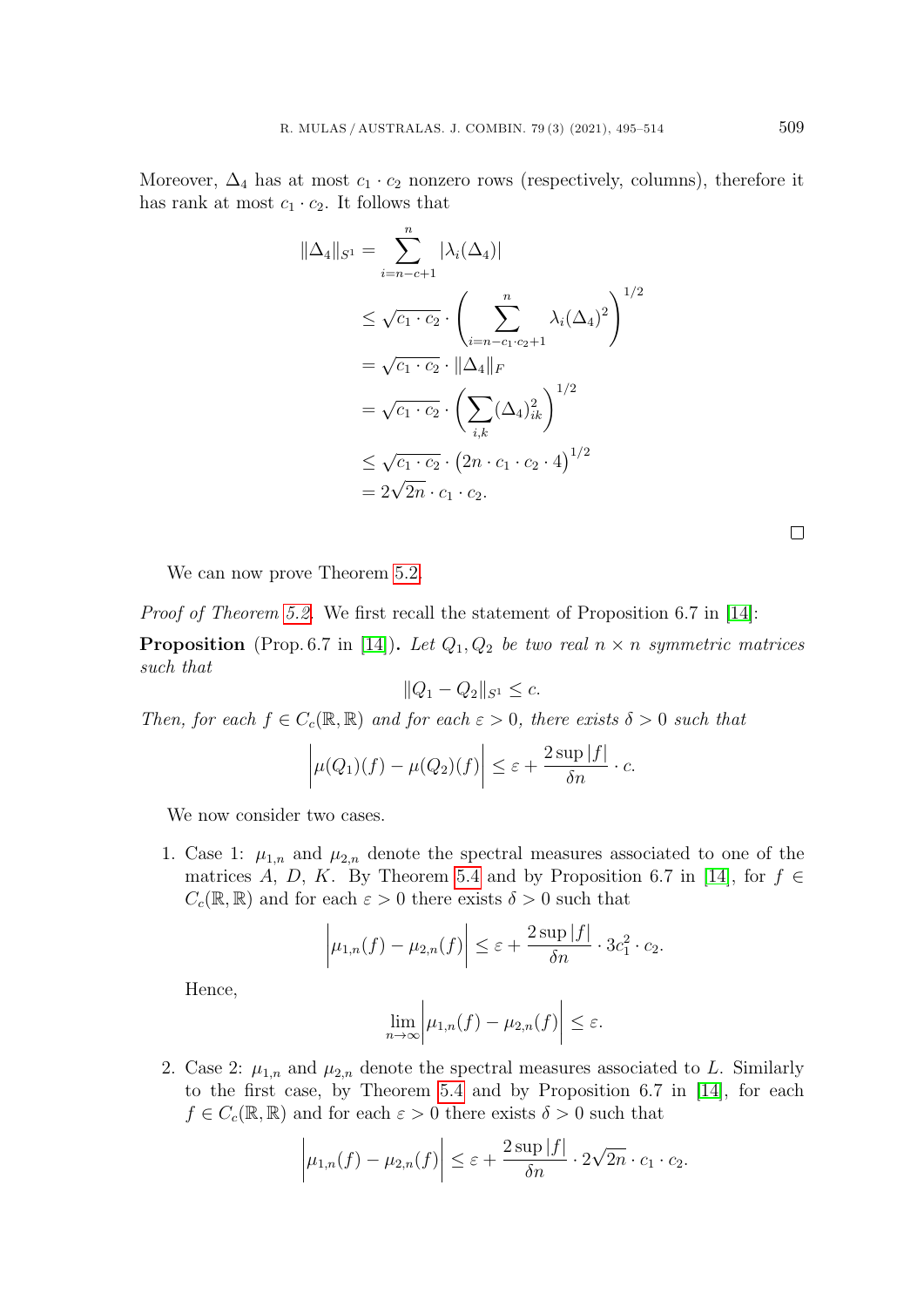Moreover, $\Delta_4$ has at most $c_1 \cdot c_2$ nonzero rows (respectively, columns), therefore it has rank at most $c_1 \cdot c_2$. It follows that

$$
\begin{aligned}
\|\Delta_4\|_{S^1} &= \sum_{i=n-c+1}^{n} |\lambda_i(\Delta_4)| \\
&\leq \sqrt{c_1 \cdot c_2} \cdot \left( \sum_{i=n-c_1 \cdot c_2+1}^{n} \lambda_i(\Delta_4)^2 \right)^{1/2} \\
&= \sqrt{c_1 \cdot c_2} \cdot \|\Delta_4\|_F \\
&= \sqrt{c_1 \cdot c_2} \cdot \left( \sum_{i,k} (\Delta_4)_{ik}^2 \right)^{1/2} \\
&\leq \sqrt{c_1 \cdot c_2} \cdot \left( 2n \cdot c_1 \cdot c_2 \cdot 4 \right)^{1/2} \\
&= 2\sqrt{2n} \cdot c_1 \cdot c_2.
\end{aligned}
$$

□

We can now prove Theorem 5.2.

*Proof of Theorem 5.2.* We first recall the statement of Proposition 6.7 in [14]:

**Proposition** (Prop. 6.7 in [14]). *Let $Q_1, Q_2$ be two real $n \times n$ symmetric matrices such that*

$$\|Q_1 - Q_2\|_{S^1} \leq c.$$

*Then, for each $f \in C_c(\mathbb{R}, \mathbb{R})$ and for each $\varepsilon > 0$, there exists $\delta > 0$ such that*

$$\left| \mu(Q_1)(f) - \mu(Q_2)(f) \right| \leq \varepsilon + \frac{2 \sup |f|}{\delta n} \cdot c.$$

We now consider two cases.

1. Case 1: $\mu_{1,n}$ and $\mu_{2,n}$ denote the spectral measures associated to one of the matrices $A$, $D$, $K$. By Theorem 5.4 and by Proposition 6.7 in [14], for $f \in C_c(\mathbb{R}, \mathbb{R})$ and for each $\varepsilon > 0$ there exists $\delta > 0$ such that

   $$\left| \mu_{1,n}(f) - \mu_{2,n}(f) \right| \leq \varepsilon + \frac{2 \sup |f|}{\delta n} \cdot 3c_1^2 \cdot c_2.$$

   Hence,

   $$\lim_{n \to \infty} \left| \mu_{1,n}(f) - \mu_{2,n}(f) \right| \leq \varepsilon.$$

2. Case 2: $\mu_{1,n}$ and $\mu_{2,n}$ denote the spectral measures associated to $L$. Similarly to the first case, by Theorem 5.4 and by Proposition 6.7 in [14], for each $f \in C_c(\mathbb{R}, \mathbb{R})$ and for each $\varepsilon > 0$ there exists $\delta > 0$ such that

   $$\left| \mu_{1,n}(f) - \mu_{2,n}(f) \right| \leq \varepsilon + \frac{2 \sup |f|}{\delta n} \cdot 2\sqrt{2n} \cdot c_1 \cdot c_2.$$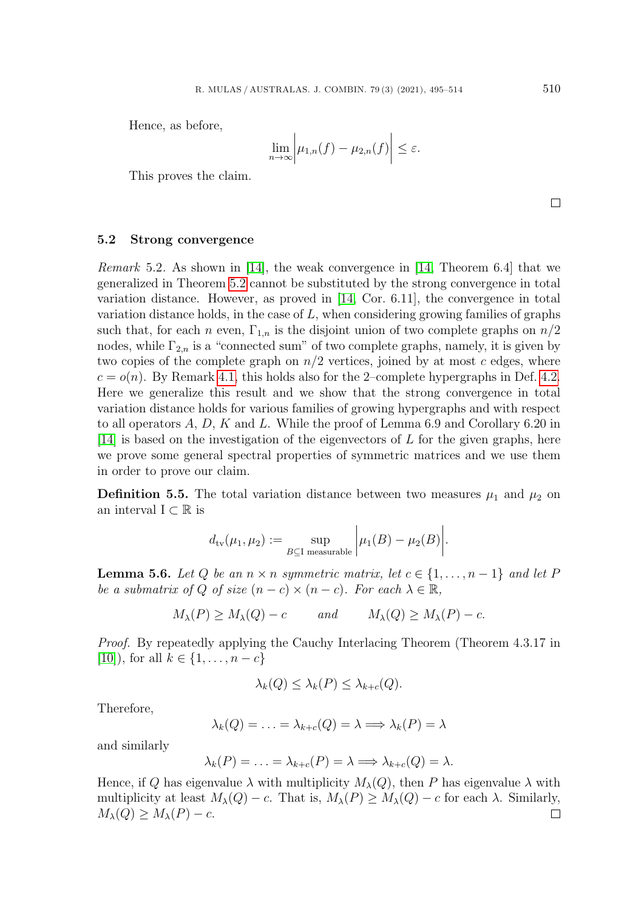Hence, as before,

$$\lim_{n\to\infty}\left|\mu_{1,n}(f)-\mu_{2,n}(f)\right|\leq\varepsilon.$$

This proves the claim.

□

### 5.2 Strong convergence

*Remark* 5.2. As shown in [14], the weak convergence in [14, Theorem 6.4] that we generalized in Theorem 5.2 cannot be substituted by the strong convergence in total variation distance. However, as proved in [14, Cor. 6.11], the convergence in total variation distance holds, in the case of $L$, when considering growing families of graphs such that, for each $n$ even, $\Gamma_{1,n}$ is the disjoint union of two complete graphs on $n/2$ nodes, while $\Gamma_{2,n}$ is a "connected sum" of two complete graphs, namely, it is given by two copies of the complete graph on $n/2$ vertices, joined by at most $c$ edges, where $c = o(n)$. By Remark 4.1, this holds also for the 2–complete hypergraphs in Def. 4.2. Here we generalize this result and we show that the strong convergence in total variation distance holds for various families of growing hypergraphs and with respect to all operators $A$, $D$, $K$ and $L$. While the proof of Lemma 6.9 and Corollary 6.20 in [14] is based on the investigation of the eigenvectors of $L$ for the given graphs, here we prove some general spectral properties of symmetric matrices and we use them in order to prove our claim.

**Definition 5.5.** The total variation distance between two measures $\mu_1$ and $\mu_2$ on an interval $\mathrm{I}\subset\mathbb{R}$ is

$$d_{\mathrm{tv}}(\mu_1,\mu_2):=\sup_{B\subseteq \mathrm{I}\text{ measurable}}\left|\mu_1(B)-\mu_2(B)\right|.$$

**Lemma 5.6.** *Let $Q$ be an $n\times n$ symmetric matrix, let $c\in\{1,\dots,n-1\}$ and let $P$ be a submatrix of $Q$ of size $(n-c)\times(n-c)$. For each $\lambda\in\mathbb{R}$,*

$$M_\lambda(P)\geq M_\lambda(Q)-c\qquad\text{and}\qquad M_\lambda(Q)\geq M_\lambda(P)-c.$$

*Proof.* By repeatedly applying the Cauchy Interlacing Theorem (Theorem 4.3.17 in [10]), for all $k\in\{1,\dots,n-c\}$

$$\lambda_k(Q)\leq\lambda_k(P)\leq\lambda_{k+c}(Q).$$

Therefore,

$$\lambda_k(Q)=\ldots=\lambda_{k+c}(Q)=\lambda\Longrightarrow\lambda_k(P)=\lambda$$

and similarly

$$\lambda_k(P)=\ldots=\lambda_{k+c}(P)=\lambda\Longrightarrow\lambda_{k+c}(Q)=\lambda.$$

Hence, if $Q$ has eigenvalue $\lambda$ with multiplicity $M_\lambda(Q)$, then $P$ has eigenvalue $\lambda$ with multiplicity at least $M_\lambda(Q)-c$. That is, $M_\lambda(P)\geq M_\lambda(Q)-c$ for each $\lambda$. Similarly, $M_\lambda(Q)\geq M_\lambda(P)-c$. □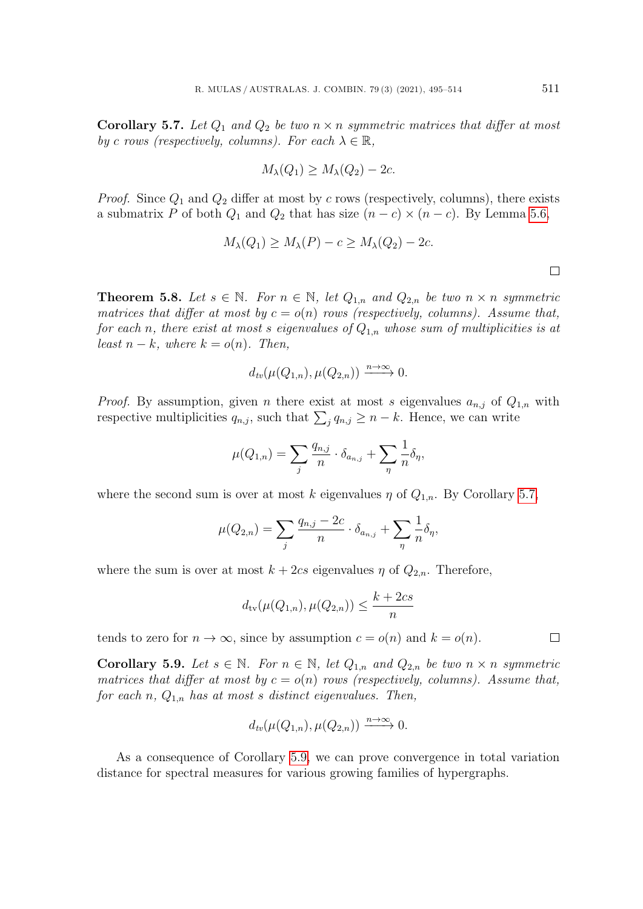**Corollary 5.7.** *Let $Q_1$ and $Q_2$ be two $n \times n$ symmetric matrices that differ at most by $c$ rows (respectively, columns). For each $\lambda \in \mathbb{R}$,*

$$M_\lambda(Q_1) \geq M_\lambda(Q_2) - 2c.$$

*Proof.* Since $Q_1$ and $Q_2$ differ at most by $c$ rows (respectively, columns), there exists a submatrix $P$ of both $Q_1$ and $Q_2$ that has size $(n-c) \times (n-c)$. By Lemma 5.6,

$$M_\lambda(Q_1) \geq M_\lambda(P) - c \geq M_\lambda(Q_2) - 2c.$$

□

**Theorem 5.8.** *Let $s \in \mathbb{N}$. For $n \in \mathbb{N}$, let $Q_{1,n}$ and $Q_{2,n}$ be two $n \times n$ symmetric matrices that differ at most by $c = o(n)$ rows (respectively, columns). Assume that, for each $n$, there exist at most $s$ eigenvalues of $Q_{1,n}$ whose sum of multiplicities is at least $n - k$, where $k = o(n)$. Then,*

$$d_{tv}(\mu(Q_{1,n}), \mu(Q_{2,n})) \xrightarrow{n \to \infty} 0.$$

*Proof.* By assumption, given $n$ there exist at most $s$ eigenvalues $a_{n,j}$ of $Q_{1,n}$ with respective multiplicities $q_{n,j}$, such that $\sum_j q_{n,j} \geq n - k$. Hence, we can write

$$\mu(Q_{1,n}) = \sum_j \frac{q_{n,j}}{n} \cdot \delta_{a_{n,j}} + \sum_\eta \frac{1}{n}\delta_\eta,$$

where the second sum is over at most $k$ eigenvalues $\eta$ of $Q_{1,n}$. By Corollary 5.7,

$$\mu(Q_{2,n}) = \sum_j \frac{q_{n,j} - 2c}{n} \cdot \delta_{a_{n,j}} + \sum_\eta \frac{1}{n}\delta_\eta,$$

where the sum is over at most $k + 2cs$ eigenvalues $\eta$ of $Q_{2,n}$. Therefore,

$$d_{\text{tv}}(\mu(Q_{1,n}), \mu(Q_{2,n})) \leq \frac{k + 2cs}{n}$$

tends to zero for $n \to \infty$, since by assumption $c = o(n)$ and $k = o(n)$. □

**Corollary 5.9.** *Let $s \in \mathbb{N}$. For $n \in \mathbb{N}$, let $Q_{1,n}$ and $Q_{2,n}$ be two $n \times n$ symmetric matrices that differ at most by $c = o(n)$ rows (respectively, columns). Assume that, for each $n$, $Q_{1,n}$ has at most $s$ distinct eigenvalues. Then,*

$$d_{tv}(\mu(Q_{1,n}), \mu(Q_{2,n})) \xrightarrow{n \to \infty} 0.$$

As a consequence of Corollary 5.9, we can prove convergence in total variation distance for spectral measures for various growing families of hypergraphs.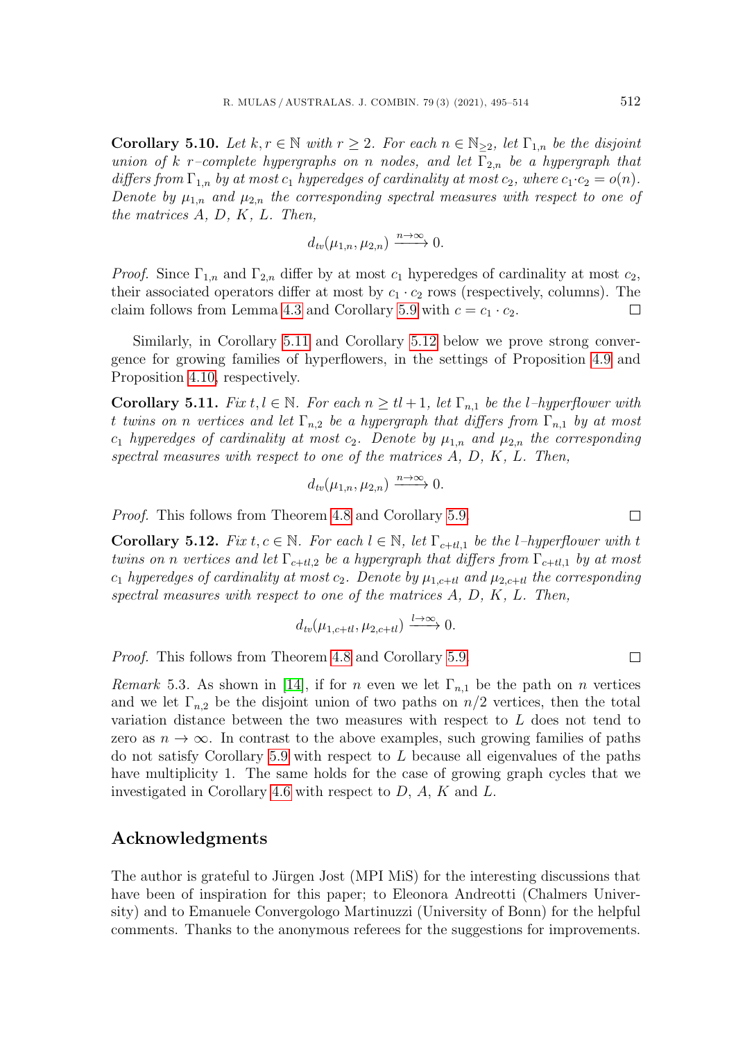**Corollary 5.10.** *Let $k, r \in \mathbb{N}$ with $r \geq 2$. For each $n \in \mathbb{N}_{\geq 2}$, let $\Gamma_{1,n}$ be the disjoint union of $k$ $r$–complete hypergraphs on $n$ nodes, and let $\Gamma_{2,n}$ be a hypergraph that differs from $\Gamma_{1,n}$ by at most $c_1$ hyperedges of cardinality at most $c_2$, where $c_1 \cdot c_2 = o(n)$. Denote by $\mu_{1,n}$ and $\mu_{2,n}$ the corresponding spectral measures with respect to one of the matrices $A$, $D$, $K$, $L$. Then,*

$$d_{tv}(\mu_{1,n}, \mu_{2,n}) \xrightarrow{n\to\infty} 0.$$

*Proof.* Since $\Gamma_{1,n}$ and $\Gamma_{2,n}$ differ by at most $c_1$ hyperedges of cardinality at most $c_2$, their associated operators differ at most by $c_1 \cdot c_2$ rows (respectively, columns). The claim follows from Lemma 4.3 and Corollary 5.9 with $c = c_1 \cdot c_2$. □

Similarly, in Corollary 5.11 and Corollary 5.12 below we prove strong convergence for growing families of hyperflowers, in the settings of Proposition 4.9 and Proposition 4.10, respectively.

**Corollary 5.11.** *Fix $t, l \in \mathbb{N}$. For each $n \geq tl + 1$, let $\Gamma_{n,1}$ be the $l$–hyperflower with $t$ twins on $n$ vertices and let $\Gamma_{n,2}$ be a hypergraph that differs from $\Gamma_{n,1}$ by at most $c_1$ hyperedges of cardinality at most $c_2$. Denote by $\mu_{1,n}$ and $\mu_{2,n}$ the corresponding spectral measures with respect to one of the matrices $A$, $D$, $K$, $L$. Then,*

$$d_{tv}(\mu_{1,n}, \mu_{2,n}) \xrightarrow{n\to\infty} 0.$$

*Proof.* This follows from Theorem 4.8 and Corollary 5.9. □

**Corollary 5.12.** *Fix $t, c \in \mathbb{N}$. For each $l \in \mathbb{N}$, let $\Gamma_{c+tl,1}$ be the $l$–hyperflower with $t$ twins on $n$ vertices and let $\Gamma_{c+tl,2}$ be a hypergraph that differs from $\Gamma_{c+tl,1}$ by at most $c_1$ hyperedges of cardinality at most $c_2$. Denote by $\mu_{1,c+tl}$ and $\mu_{2,c+tl}$ the corresponding spectral measures with respect to one of the matrices $A$, $D$, $K$, $L$. Then,*

$$d_{tv}(\mu_{1,c+tl}, \mu_{2,c+tl}) \xrightarrow{l\to\infty} 0.$$

*Proof.* This follows from Theorem 4.8 and Corollary 5.9. □

*Remark* 5.3. As shown in [14], if for $n$ even we let $\Gamma_{n,1}$ be the path on $n$ vertices and we let $\Gamma_{n,2}$ be the disjoint union of two paths on $n/2$ vertices, then the total variation distance between the two measures with respect to $L$ does not tend to zero as $n \to \infty$. In contrast to the above examples, such growing families of paths do not satisfy Corollary 5.9 with respect to $L$ because all eigenvalues of the paths have multiplicity 1. The same holds for the case of growing graph cycles that we investigated in Corollary 4.6 with respect to $D$, $A$, $K$ and $L$.

## Acknowledgments

The author is grateful to Jürgen Jost (MPI MiS) for the interesting discussions that have been of inspiration for this paper; to Eleonora Andreotti (Chalmers University) and to Emanuele Convergologo Martinuzzi (University of Bonn) for the helpful comments. Thanks to the anonymous referees for the suggestions for improvements.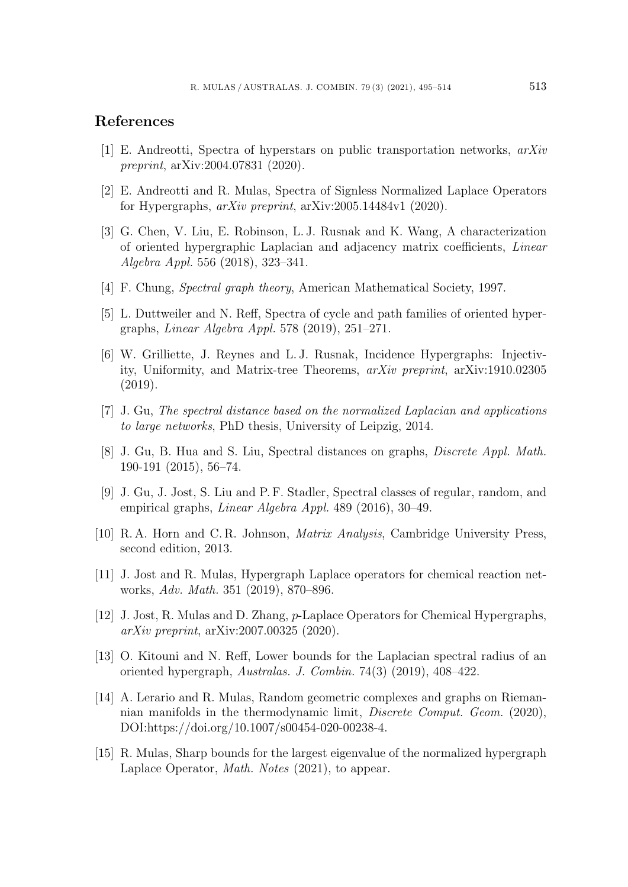## References

[1] E. Andreotti, Spectra of hyperstars on public transportation networks, *arXiv preprint*, arXiv:2004.07831 (2020).

[2] E. Andreotti and R. Mulas, Spectra of Signless Normalized Laplace Operators for Hypergraphs, *arXiv preprint*, arXiv:2005.14484v1 (2020).

[3] G. Chen, V. Liu, E. Robinson, L. J. Rusnak and K. Wang, A characterization of oriented hypergraphic Laplacian and adjacency matrix coefficients, *Linear Algebra Appl.* 556 (2018), 323–341.

[4] F. Chung, *Spectral graph theory*, American Mathematical Society, 1997.

[5] L. Duttweiler and N. Reff, Spectra of cycle and path families of oriented hypergraphs, *Linear Algebra Appl.* 578 (2019), 251–271.

[6] W. Grilliette, J. Reynes and L. J. Rusnak, Incidence Hypergraphs: Injectivity, Uniformity, and Matrix-tree Theorems, *arXiv preprint*, arXiv:1910.02305 (2019).

[7] J. Gu, *The spectral distance based on the normalized Laplacian and applications to large networks*, PhD thesis, University of Leipzig, 2014.

[8] J. Gu, B. Hua and S. Liu, Spectral distances on graphs, *Discrete Appl. Math.* 190-191 (2015), 56–74.

[9] J. Gu, J. Jost, S. Liu and P. F. Stadler, Spectral classes of regular, random, and empirical graphs, *Linear Algebra Appl.* 489 (2016), 30–49.

[10] R. A. Horn and C. R. Johnson, *Matrix Analysis*, Cambridge University Press, second edition, 2013.

[11] J. Jost and R. Mulas, Hypergraph Laplace operators for chemical reaction networks, *Adv. Math.* 351 (2019), 870–896.

[12] J. Jost, R. Mulas and D. Zhang, $p$-Laplace Operators for Chemical Hypergraphs, *arXiv preprint*, arXiv:2007.00325 (2020).

[13] O. Kitouni and N. Reff, Lower bounds for the Laplacian spectral radius of an oriented hypergraph, *Australas. J. Combin.* 74(3) (2019), 408–422.

[14] A. Lerario and R. Mulas, Random geometric complexes and graphs on Riemannian manifolds in the thermodynamic limit, *Discrete Comput. Geom.* (2020), DOI:https://doi.org/10.1007/s00454-020-00238-4.

[15] R. Mulas, Sharp bounds for the largest eigenvalue of the normalized hypergraph Laplace Operator, *Math. Notes* (2021), to appear.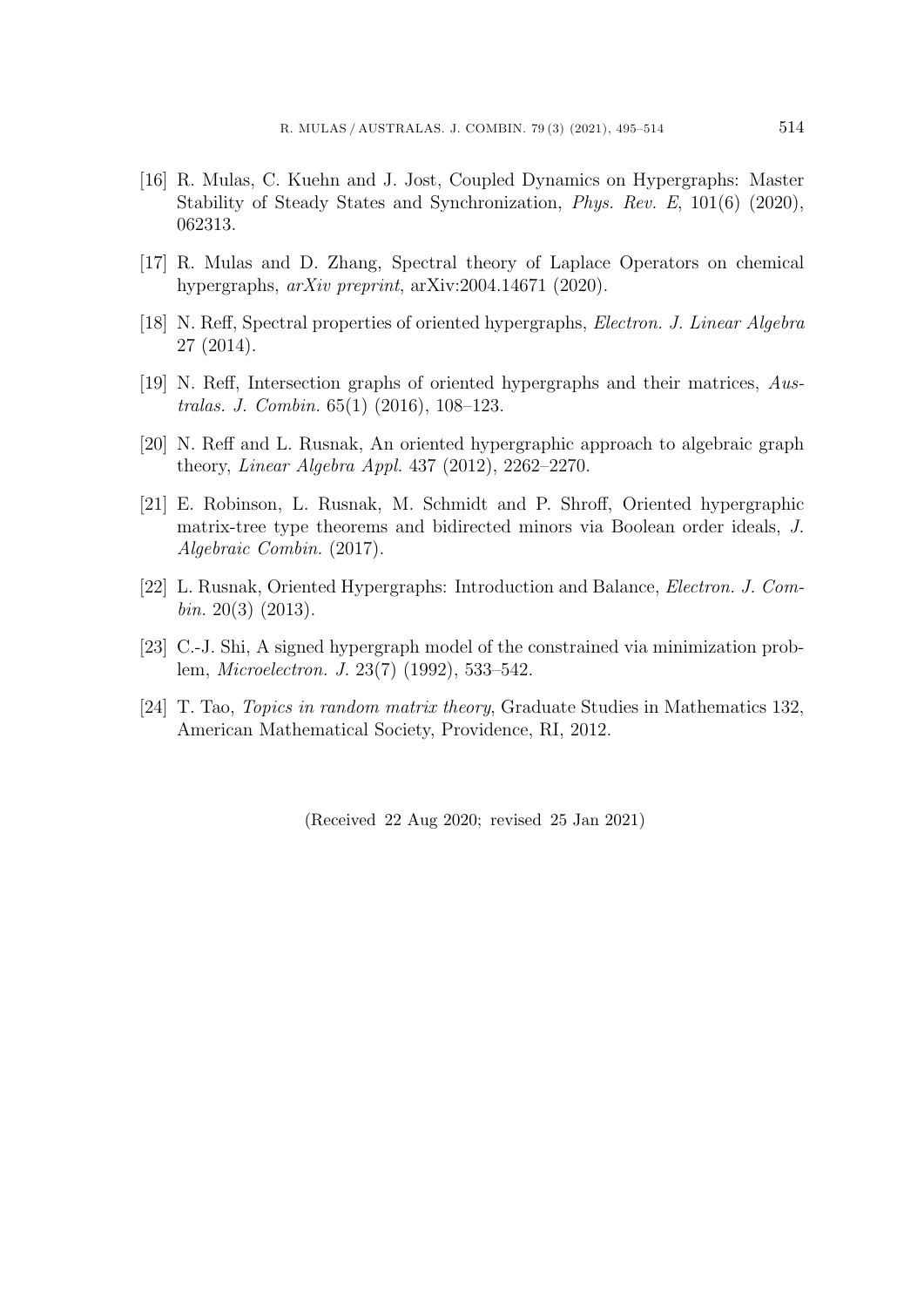[16] R. Mulas, C. Kuehn and J. Jost, Coupled Dynamics on Hypergraphs: Master Stability of Steady States and Synchronization, *Phys. Rev. E*, 101(6) (2020), 062313.

[17] R. Mulas and D. Zhang, Spectral theory of Laplace Operators on chemical hypergraphs, *arXiv preprint*, arXiv:2004.14671 (2020).

[18] N. Reff, Spectral properties of oriented hypergraphs, *Electron. J. Linear Algebra* 27 (2014).

[19] N. Reff, Intersection graphs of oriented hypergraphs and their matrices, *Australas. J. Combin.* 65(1) (2016), 108–123.

[20] N. Reff and L. Rusnak, An oriented hypergraphic approach to algebraic graph theory, *Linear Algebra Appl.* 437 (2012), 2262–2270.

[21] E. Robinson, L. Rusnak, M. Schmidt and P. Shroff, Oriented hypergraphic matrix-tree type theorems and bidirected minors via Boolean order ideals, *J. Algebraic Combin.* (2017).

[22] L. Rusnak, Oriented Hypergraphs: Introduction and Balance, *Electron. J. Combin.* 20(3) (2013).

[23] C.-J. Shi, A signed hypergraph model of the constrained via minimization problem, *Microelectron. J.* 23(7) (1992), 533–542.

[24] T. Tao, *Topics in random matrix theory*, Graduate Studies in Mathematics 132, American Mathematical Society, Providence, RI, 2012.

(Received 22 Aug 2020; revised 25 Jan 2021)